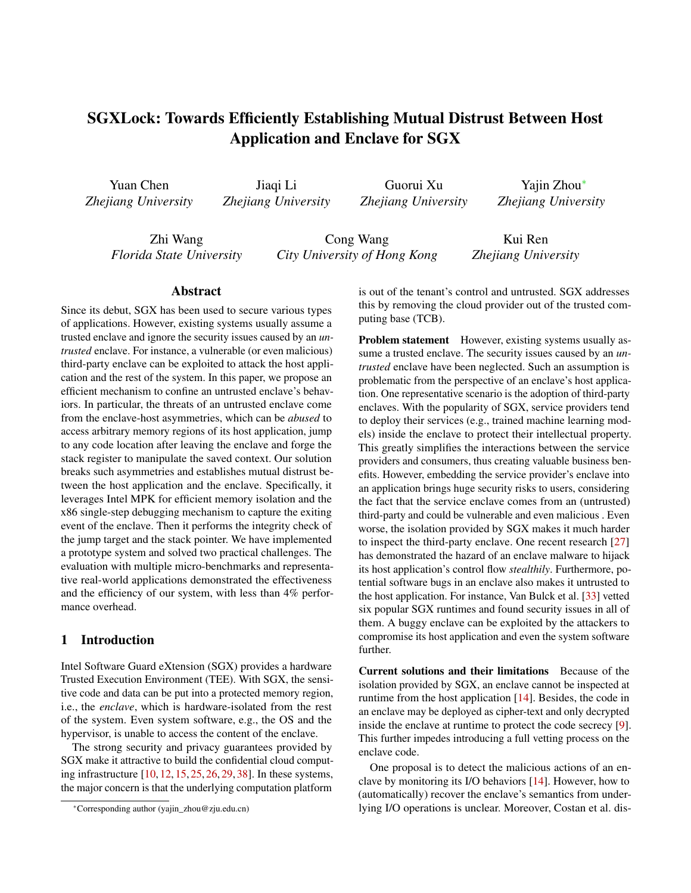# SGXLock: Towards Efficiently Establishing Mutual Distrust Between Host Application and Enclave for SGX

Yuan Chen
*Zhejiang University*

Jiaqi Li
*Zhejiang University*

Guorui Xu
*Zhejiang University*

Yajin Zhou*
*Zhejiang University*

Zhi Wang
*Florida State University*

Cong Wang
*City University of Hong Kong*

Kui Ren
*Zhejiang University*

## Abstract

Since its debut, SGX has been used to secure various types of applications. However, existing systems usually assume a trusted enclave and ignore the security issues caused by an *untrusted* enclave. For instance, a vulnerable (or even malicious) third-party enclave can be exploited to attack the host application and the rest of the system. In this paper, we propose an efficient mechanism to confine an untrusted enclave's behaviors. In particular, the threats of an untrusted enclave come from the enclave-host asymmetries, which can be *abused* to access arbitrary memory regions of its host application, jump to any code location after leaving the enclave and forge the stack register to manipulate the saved context. Our solution breaks such asymmetries and establishes mutual distrust between the host application and the enclave. Specifically, it leverages Intel MPK for efficient memory isolation and the x86 single-step debugging mechanism to capture the exiting event of the enclave. Then it performs the integrity check of the jump target and the stack pointer. We have implemented a prototype system and solved two practical challenges. The evaluation with multiple micro-benchmarks and representative real-world applications demonstrated the effectiveness and the efficiency of our system, with less than 4% performance overhead.

## 1 Introduction

Intel Software Guard eXtension (SGX) provides a hardware Trusted Execution Environment (TEE). With SGX, the sensitive code and data can be put into a protected memory region, i.e., the *enclave*, which is hardware-isolated from the rest of the system. Even system software, e.g., the OS and the hypervisor, is unable to access the content of the enclave.

The strong security and privacy guarantees provided by SGX make it attractive to build the confidential cloud computing infrastructure [10, 12, 15, 25, 26, 29, 38]. In these systems, the major concern is that the underlying computation platform is out of the tenant's control and untrusted. SGX addresses this by removing the cloud provider out of the trusted computing base (TCB).

**Problem statement** However, existing systems usually assume a trusted enclave. The security issues caused by an *untrusted* enclave have been neglected. Such an assumption is problematic from the perspective of an enclave's host application. One representative scenario is the adoption of third-party enclaves. With the popularity of SGX, service providers tend to deploy their services (e.g., trained machine learning models) inside the enclave to protect their intellectual property. This greatly simplifies the interactions between the service providers and consumers, thus creating valuable business benefits. However, embedding the service provider's enclave into an application brings huge security risks to users, considering the fact that the service enclave comes from an (untrusted) third-party and could be vulnerable and even malicious . Even worse, the isolation provided by SGX makes it much harder to inspect the third-party enclave. One recent research [27] has demonstrated the hazard of an enclave malware to hijack its host application's control flow *stealthily*. Furthermore, potential software bugs in an enclave also makes it untrusted to the host application. For instance, Van Bulck et al. [33] vetted six popular SGX runtimes and found security issues in all of them. A buggy enclave can be exploited by the attackers to compromise its host application and even the system software further.

**Current solutions and their limitations** Because of the isolation provided by SGX, an enclave cannot be inspected at runtime from the host application [14]. Besides, the code in an enclave may be deployed as cipher-text and only decrypted inside the enclave at runtime to protect the code secrecy [9]. This further impedes introducing a full vetting process on the enclave code.

One proposal is to detect the malicious actions of an enclave by monitoring its I/O behaviors [14]. However, how to (automatically) recover the enclave's semantics from underlying I/O operations is unclear. Moreover, Costan et al. dis-

*Corresponding author (yajin_zhou@zju.edu.cn)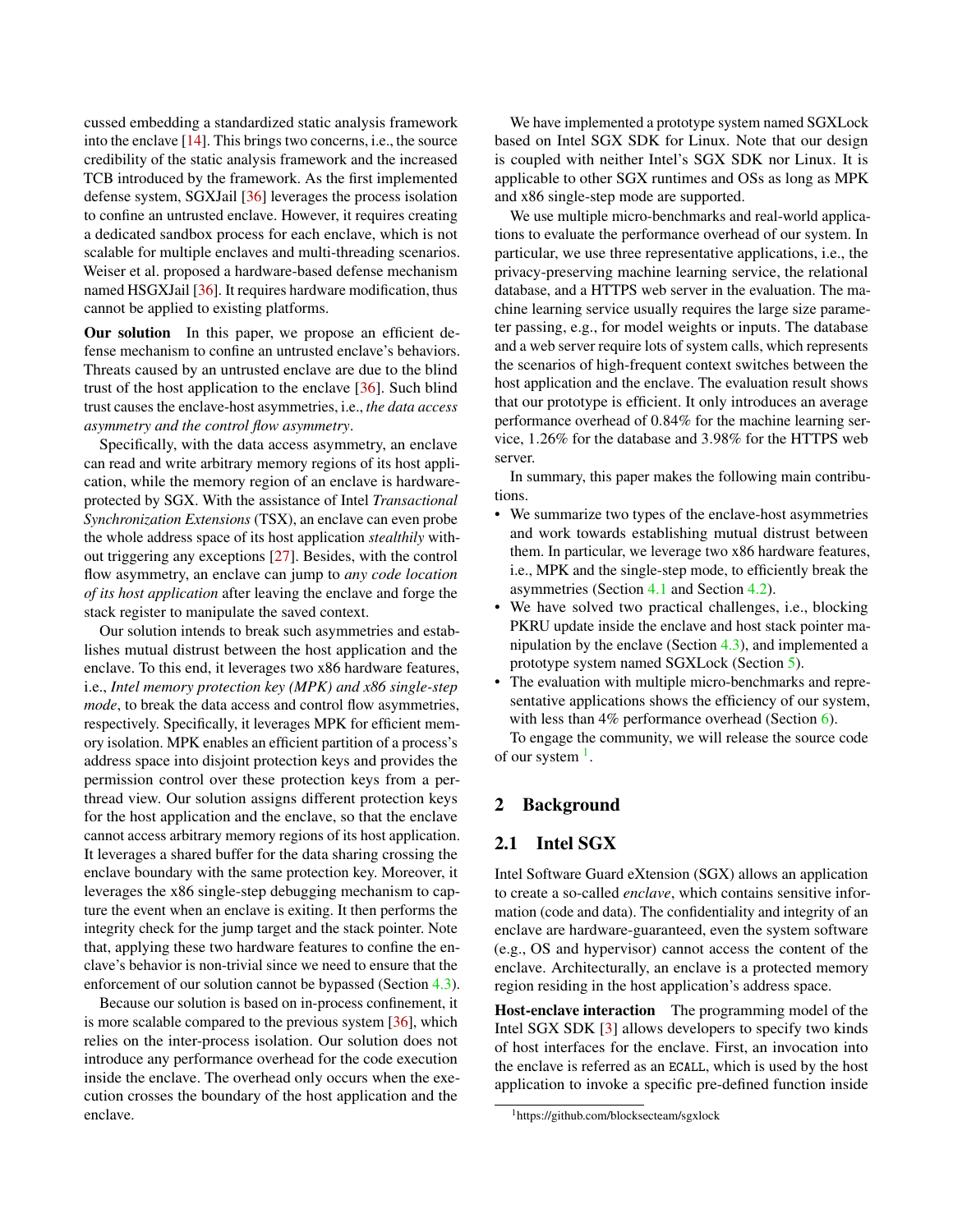cussed embedding a standardized static analysis framework into the enclave [14]. This brings two concerns, i.e., the source credibility of the static analysis framework and the increased TCB introduced by the framework. As the first implemented defense system, SGXJail [36] leverages the process isolation to confine an untrusted enclave. However, it requires creating a dedicated sandbox process for each enclave, which is not scalable for multiple enclaves and multi-threading scenarios. Weiser et al. proposed a hardware-based defense mechanism named HSGXJail [36]. It requires hardware modification, thus cannot be applied to existing platforms.

**Our solution** In this paper, we propose an efficient defense mechanism to confine an untrusted enclave's behaviors. Threats caused by an untrusted enclave are due to the blind trust of the host application to the enclave [36]. Such blind trust causes the enclave-host asymmetries, i.e., *the data access asymmetry and the control flow asymmetry*.

Specifically, with the data access asymmetry, an enclave can read and write arbitrary memory regions of its host application, while the memory region of an enclave is hardware-protected by SGX. With the assistance of Intel *Transactional Synchronization Extensions* (TSX), an enclave can even probe the whole address space of its host application *stealthily* without triggering any exceptions [27]. Besides, with the control flow asymmetry, an enclave can jump to *any code location of its host application* after leaving the enclave and forge the stack register to manipulate the saved context.

Our solution intends to break such asymmetries and establishes mutual distrust between the host application and the enclave. To this end, it leverages two x86 hardware features, i.e., *Intel memory protection key (MPK) and x86 single-step mode*, to break the data access and control flow asymmetries, respectively. Specifically, it leverages MPK for efficient memory isolation. MPK enables an efficient partition of a process's address space into disjoint protection keys and provides the permission control over these protection keys from a per-thread view. Our solution assigns different protection keys for the host application and the enclave, so that the enclave cannot access arbitrary memory regions of its host application. It leverages a shared buffer for the data sharing crossing the enclave boundary with the same protection key. Moreover, it leverages the x86 single-step debugging mechanism to capture the event when an enclave is exiting. It then performs the integrity check for the jump target and the stack pointer. Note that, applying these two hardware features to confine the enclave's behavior is non-trivial since we need to ensure that the enforcement of our solution cannot be bypassed (Section 4.3).

Because our solution is based on in-process confinement, it is more scalable compared to the previous system [36], which relies on the inter-process isolation. Our solution does not introduce any performance overhead for the code execution inside the enclave. The overhead only occurs when the execution crosses the boundary of the host application and the enclave.

We have implemented a prototype system named SGXLock based on Intel SGX SDK for Linux. Note that our design is coupled with neither Intel's SGX SDK nor Linux. It is applicable to other SGX runtimes and OSs as long as MPK and x86 single-step mode are supported.

We use multiple micro-benchmarks and real-world applications to evaluate the performance overhead of our system. In particular, we use three representative applications, i.e., the privacy-preserving machine learning service, the relational database, and a HTTPS web server in the evaluation. The machine learning service usually requires the large size parameter passing, e.g., for model weights or inputs. The database and a web server require lots of system calls, which represents the scenarios of high-frequent context switches between the host application and the enclave. The evaluation result shows that our prototype is efficient. It only introduces an average performance overhead of 0.84% for the machine learning service, 1.26% for the database and 3.98% for the HTTPS web server.

In summary, this paper makes the following main contributions.

- We summarize two types of the enclave-host asymmetries and work towards establishing mutual distrust between them. In particular, we leverage two x86 hardware features, i.e., MPK and the single-step mode, to efficiently break the asymmetries (Section 4.1 and Section 4.2).
- We have solved two practical challenges, i.e., blocking PKRU update inside the enclave and host stack pointer manipulation by the enclave (Section 4.3), and implemented a prototype system named SGXLock (Section 5).
- The evaluation with multiple micro-benchmarks and representative applications shows the efficiency of our system, with less than 4% performance overhead (Section 6).

To engage the community, we will release the source code of our system [1].

[1] https://github.com/blocksecteam/sgxlock

## 2 Background

### 2.1 Intel SGX

Intel Software Guard eXtension (SGX) allows an application to create a so-called *enclave*, which contains sensitive information (code and data). The confidentiality and integrity of an enclave are hardware-guaranteed, even the system software (e.g., OS and hypervisor) cannot access the content of the enclave. Architecturally, an enclave is a protected memory region residing in the host application's address space.

**Host-enclave interaction** The programming model of the Intel SGX SDK [3] allows developers to specify two kinds of host interfaces for the enclave. First, an invocation into the enclave is referred as an ECALL, which is used by the host application to invoke a specific pre-defined function inside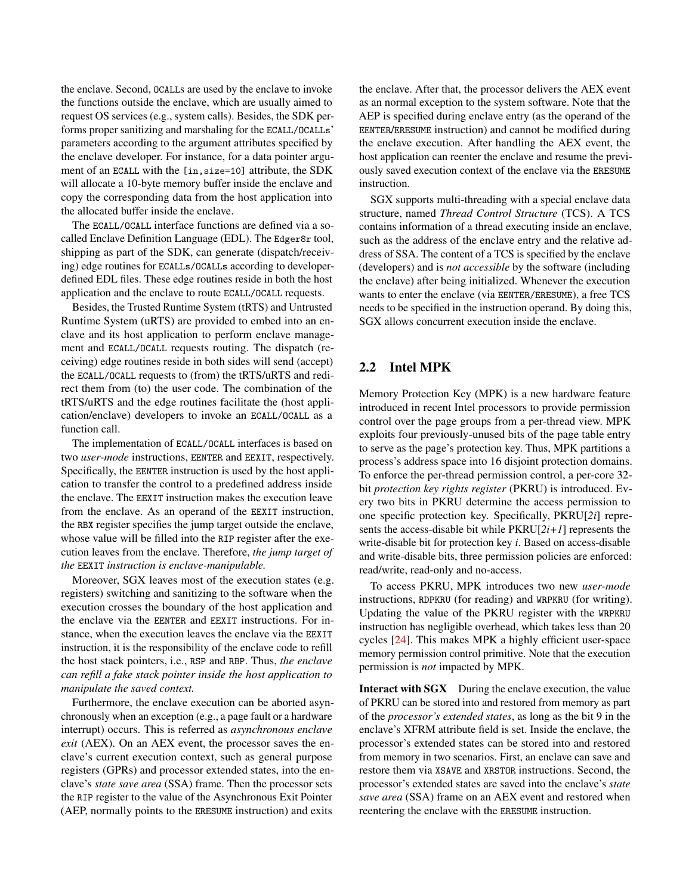the enclave. Second, `OCALL`s are used by the enclave to invoke the functions outside the enclave, which are usually aimed to request OS services (e.g., system calls). Besides, the SDK performs proper sanitizing and marshaling for the `ECALL`/`OCALL`s' parameters according to the argument attributes specified by the enclave developer. For instance, for a data pointer argument of an `ECALL` with the `[in,size=10]` attribute, the SDK will allocate a 10-byte memory buffer inside the enclave and copy the corresponding data from the host application into the allocated buffer inside the enclave.

The `ECALL`/`OCALL` interface functions are defined via a so-called Enclave Definition Language (EDL). The `Edger8r` tool, shipping as part of the SDK, can generate (dispatch/receiving) edge routines for `ECALL`s/`OCALL`s according to developer-defined EDL files. These edge routines reside in both the host application and the enclave to route `ECALL`/`OCALL` requests.

Besides, the Trusted Runtime System (tRTS) and Untrusted Runtime System (uRTS) are provided to embed into an enclave and its host application to perform enclave management and `ECALL`/`OCALL` requests routing. The dispatch (receiving) edge routines reside in both sides will send (accept) the `ECALL`/`OCALL` requests to (from) the tRTS/uRTS and redirect them from (to) the user code. The combination of the tRTS/uRTS and the edge routines facilitate the (host application/enclave) developers to invoke an `ECALL`/`OCALL` as a function call.

The implementation of `ECALL`/`OCALL` interfaces is based on two *user-mode* instructions, `EENTER` and `EEXIT`, respectively. Specifically, the `EENTER` instruction is used by the host application to transfer the control to a predefined address inside the enclave. The `EEXIT` instruction makes the execution leave from the enclave. As an operand of the `EEXIT` instruction, the `RBX` register specifies the jump target outside the enclave, whose value will be filled into the `RIP` register after the execution leaves from the enclave. Therefore, *the jump target of the* `EEXIT` *instruction is enclave-manipulable.*

Moreover, SGX leaves most of the execution states (e.g. registers) switching and sanitizing to the software when the execution crosses the boundary of the host application and the enclave via the `EENTER` and `EEXIT` instructions. For instance, when the execution leaves the enclave via the `EEXIT` instruction, it is the responsibility of the enclave code to refill the host stack pointers, i.e., `RSP` and `RBP`. Thus, *the enclave can refill a fake stack pointer inside the host application to manipulate the saved context.*

Furthermore, the enclave execution can be aborted asynchronously when an exception (e.g., a page fault or a hardware interrupt) occurs. This is referred as *asynchronous enclave exit* (AEX). On an AEX event, the processor saves the enclave's current execution context, such as general purpose registers (GPRs) and processor extended states, into the enclave's *state save area* (SSA) frame. Then the processor sets the `RIP` register to the value of the Asynchronous Exit Pointer (AEP, normally points to the `ERESUME` instruction) and exits the enclave. After that, the processor delivers the AEX event as an normal exception to the system software. Note that the AEP is specified during enclave entry (as the operand of the `EENTER`/`ERESUME` instruction) and cannot be modified during the enclave execution. After handling the AEX event, the host application can reenter the enclave and resume the previously saved execution context of the enclave via the `ERESUME` instruction.

SGX supports multi-threading with a special enclave data structure, named *Thread Control Structure* (TCS). A TCS contains information of a thread executing inside an enclave, such as the address of the enclave entry and the relative address of SSA. The content of a TCS is specified by the enclave (developers) and is *not accessible* by the software (including the enclave) after being initialized. Whenever the execution wants to enter the enclave (via `EENTER`/`ERESUME`), a free TCS needs to be specified in the instruction operand. By doing this, SGX allows concurrent execution inside the enclave.

## 2.2 Intel MPK

Memory Protection Key (MPK) is a new hardware feature introduced in recent Intel processors to provide permission control over the page groups from a per-thread view. MPK exploits four previously-unused bits of the page table entry to serve as the page's protection key. Thus, MPK partitions a process's address space into 16 disjoint protection domains. To enforce the per-thread permission control, a per-core 32-bit *protection key rights register* (PKRU) is introduced. Every two bits in PKRU determine the access permission to one specific protection key. Specifically, PKRU[$2i$] represents the access-disable bit while PKRU[$2i+1$] represents the write-disable bit for protection key $i$. Based on access-disable and write-disable bits, three permission policies are enforced: read/write, read-only and no-access.

To access PKRU, MPK introduces two new *user-mode* instructions, `RDPKRU` (for reading) and `WRPKRU` (for writing). Updating the value of the PKRU register with the `WRPKRU` instruction has negligible overhead, which takes less than 20 cycles [24]. This makes MPK a highly efficient user-space memory permission control primitive. Note that the execution permission is *not* impacted by MPK.

**Interact with SGX** During the enclave execution, the value of PKRU can be stored into and restored from memory as part of the *processor's extended states*, as long as the bit 9 in the enclave's XFRM attribute field is set. Inside the enclave, the processor's extended states can be stored into and restored from memory in two scenarios. First, an enclave can save and restore them via `XSAVE` and `XRSTOR` instructions. Second, the processor's extended states are saved into the enclave's *state save area* (SSA) frame on an AEX event and restored when reentering the enclave with the `ERESUME` instruction.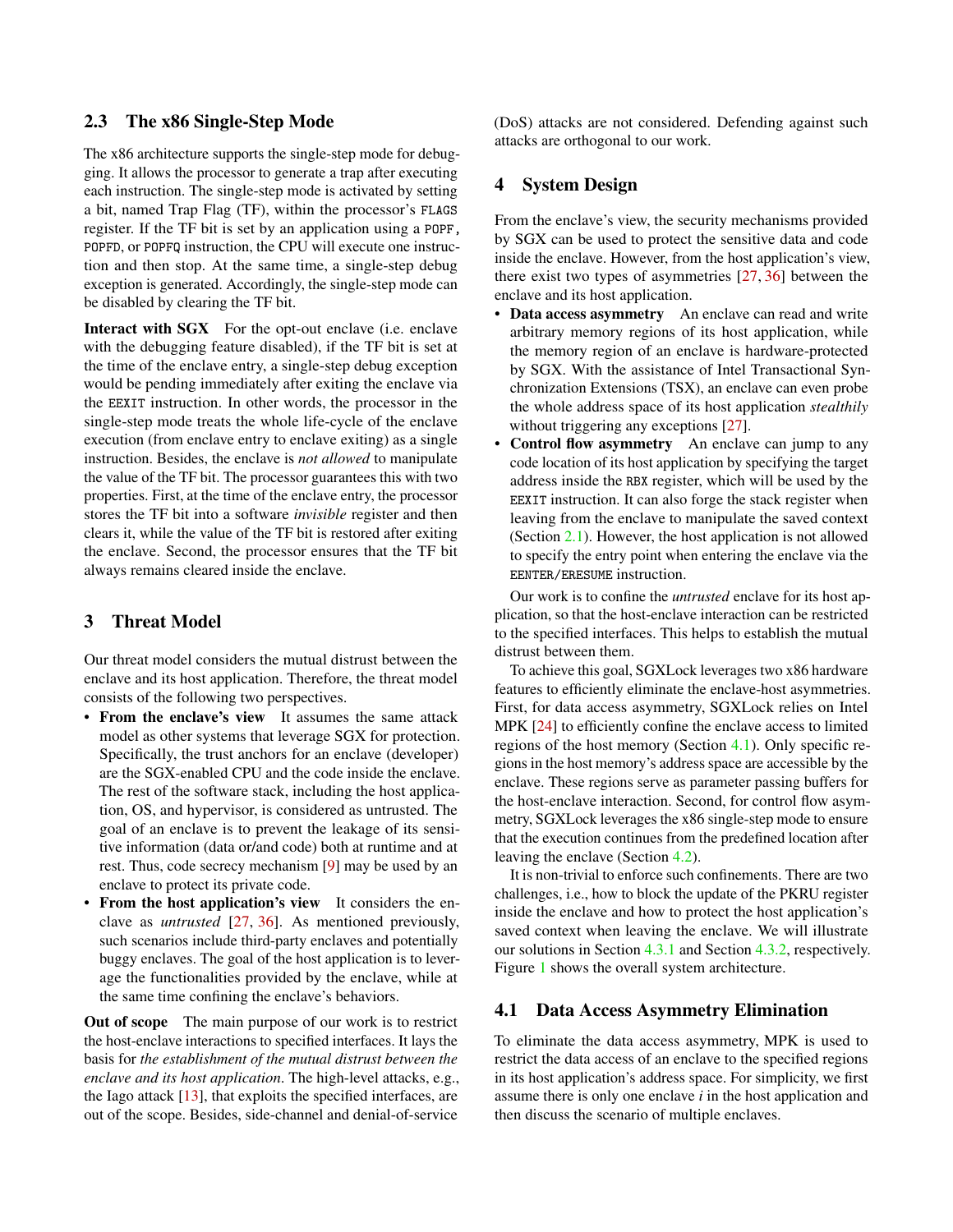### 2.3 The x86 Single-Step Mode

The x86 architecture supports the single-step mode for debugging. It allows the processor to generate a trap after executing each instruction. The single-step mode is activated by setting a bit, named Trap Flag (TF), within the processor's `FLAGS` register. If the TF bit is set by an application using a `POPF`, `POPFD`, or `POPFQ` instruction, the CPU will execute one instruction and then stop. At the same time, a single-step debug exception is generated. Accordingly, the single-step mode can be disabled by clearing the TF bit.

**Interact with SGX** For the opt-out enclave (i.e. enclave with the debugging feature disabled), if the TF bit is set at the time of the enclave entry, a single-step debug exception would be pending immediately after exiting the enclave via the `EEXIT` instruction. In other words, the processor in the single-step mode treats the whole life-cycle of the enclave execution (from enclave entry to enclave exiting) as a single instruction. Besides, the enclave is *not allowed* to manipulate the value of the TF bit. The processor guarantees this with two properties. First, at the time of the enclave entry, the processor stores the TF bit into a software *invisible* register and then clears it, while the value of the TF bit is restored after exiting the enclave. Second, the processor ensures that the TF bit always remains cleared inside the enclave.

## 3 Threat Model

Our threat model considers the mutual distrust between the enclave and its host application. Therefore, the threat model consists of the following two perspectives.

- **From the enclave's view** It assumes the same attack model as other systems that leverage SGX for protection. Specifically, the trust anchors for an enclave (developer) are the SGX-enabled CPU and the code inside the enclave. The rest of the software stack, including the host application, OS, and hypervisor, is considered as untrusted. The goal of an enclave is to prevent the leakage of its sensitive information (data or/and code) both at runtime and at rest. Thus, code secrecy mechanism [9] may be used by an enclave to protect its private code.
- **From the host application's view** It considers the enclave as *untrusted* [27, 36]. As mentioned previously, such scenarios include third-party enclaves and potentially buggy enclaves. The goal of the host application is to leverage the functionalities provided by the enclave, while at the same time confining the enclave's behaviors.

**Out of scope** The main purpose of our work is to restrict the host-enclave interactions to specified interfaces. It lays the basis for *the establishment of the mutual distrust between the enclave and its host application*. The high-level attacks, e.g., the Iago attack [13], that exploits the specified interfaces, are out of the scope. Besides, side-channel and denial-of-service (DoS) attacks are not considered. Defending against such attacks are orthogonal to our work.

## 4 System Design

From the enclave's view, the security mechanisms provided by SGX can be used to protect the sensitive data and code inside the enclave. However, from the host application's view, there exist two types of asymmetries [27, 36] between the enclave and its host application.

- **Data access asymmetry** An enclave can read and write arbitrary memory regions of its host application, while the memory region of an enclave is hardware-protected by SGX. With the assistance of Intel Transactional Synchronization Extensions (TSX), an enclave can even probe the whole address space of its host application *stealthily* without triggering any exceptions [27].
- **Control flow asymmetry** An enclave can jump to any code location of its host application by specifying the target address inside the `RBX` register, which will be used by the `EEXIT` instruction. It can also forge the stack register when leaving from the enclave to manipulate the saved context (Section 2.1). However, the host application is not allowed to specify the entry point when entering the enclave via the `EENTER`/`ERESUME` instruction.

Our work is to confine the *untrusted* enclave for its host application, so that the host-enclave interaction can be restricted to the specified interfaces. This helps to establish the mutual distrust between them.

To achieve this goal, SGXLock leverages two x86 hardware features to efficiently eliminate the enclave-host asymmetries. First, for data access asymmetry, SGXLock relies on Intel MPK [24] to efficiently confine the enclave access to limited regions of the host memory (Section 4.1). Only specific regions in the host memory's address space are accessible by the enclave. These regions serve as parameter passing buffers for the host-enclave interaction. Second, for control flow asymmetry, SGXLock leverages the x86 single-step mode to ensure that the execution continues from the predefined location after leaving the enclave (Section 4.2).

It is non-trivial to enforce such confinements. There are two challenges, i.e., how to block the update of the PKRU register inside the enclave and how to protect the host application's saved context when leaving the enclave. We will illustrate our solutions in Section 4.3.1 and Section 4.3.2, respectively. Figure 1 shows the overall system architecture.

### 4.1 Data Access Asymmetry Elimination

To eliminate the data access asymmetry, MPK is used to restrict the data access of an enclave to the specified regions in its host application's address space. For simplicity, we first assume there is only one enclave $i$ in the host application and then discuss the scenario of multiple enclaves.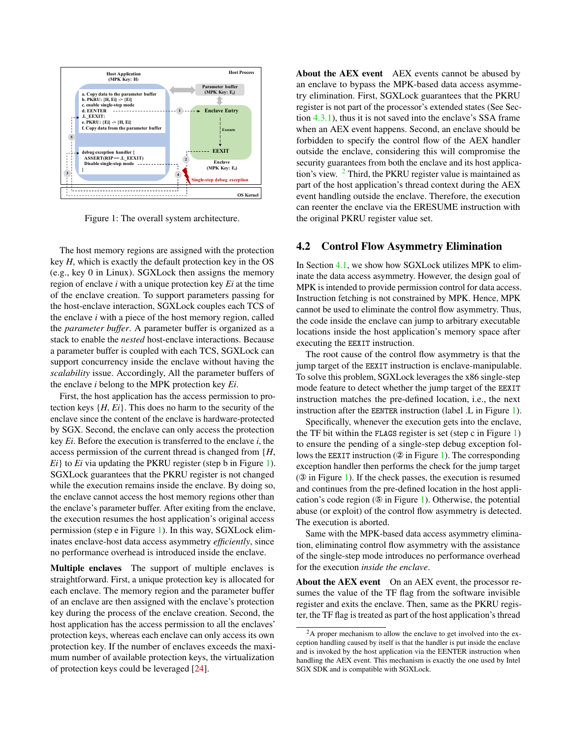Figure 1: The overall system architecture.

The host memory regions are assigned with the protection key *H*, which is exactly the default protection key in the OS (e.g., key 0 in Linux). SGXLock then assigns the memory region of enclave *i* with a unique protection key *Ei* at the time of the enclave creation. To support parameters passing for the host-enclave interaction, SGXLock couples each TCS of the enclave *i* with a piece of the host memory region, called the *parameter buffer*. A parameter buffer is organized as a stack to enable the *nested* host-enclave interactions. Because a parameter buffer is coupled with each TCS, SGXLock can support concurrency inside the enclave without having the *scalability* issue. Accordingly, All the parameter buffers of the enclave *i* belong to the MPK protection key *Ei*.

First, the host application has the access permission to protection keys {*H*, *Ei*}. This does no harm to the security of the enclave since the content of the enclave is hardware-protected by SGX. Second, the enclave can only access the protection key *Ei*. Before the execution is transferred to the enclave *i*, the access permission of the current thread is changed from {*H*, *Ei*} to *Ei* via updating the PKRU register (step b in Figure 1). SGXLock guarantees that the PKRU register is not changed while the execution remains inside the enclave. By doing so, the enclave cannot access the host memory regions other than the enclave's parameter buffer. After exiting from the enclave, the execution resumes the host application's original access permission (step e in Figure 1). In this way, SGXLock eliminates enclave-host data access asymmetry *efficiently*, since no performance overhead is introduced inside the enclave.

**Multiple enclaves** The support of multiple enclaves is straightforward. First, a unique protection key is allocated for each enclave. The memory region and the parameter buffer of an enclave are then assigned with the enclave's protection key during the process of the enclave creation. Second, the host application has the access permission to all the enclaves' protection keys, whereas each enclave can only access its own protection key. If the number of enclaves exceeds the maximum number of available protection keys, the virtualization of protection keys could be leveraged [24].

**About the AEX event** AEX events cannot be abused by an enclave to bypass the MPK-based data access asymmetry elimination. First, SGXLock guarantees that the PKRU register is not part of the processor's extended states (See Section 4.3.1), thus it is not saved into the enclave's SSA frame when an AEX event happens. Second, an enclave should be forbidden to specify the control flow of the AEX handler outside the enclave, considering this will compromise the security guarantees from both the enclave and its host application's view. [2] Third, the PKRU register value is maintained as part of the host application's thread context during the AEX event handling outside the enclave. Therefore, the execution can reenter the enclave via the ERESUME instruction with the original PKRU register value set.

## 4.2 Control Flow Asymmetry Elimination

In Section 4.1, we show how SGXLock utilizes MPK to eliminate the data access asymmetry. However, the design goal of MPK is intended to provide permission control for data access. Instruction fetching is not constrained by MPK. Hence, MPK cannot be used to eliminate the control flow asymmetry. Thus, the code inside the enclave can jump to arbitrary executable locations inside the host application's memory space after executing the `EEXIT` instruction.

The root cause of the control flow asymmetry is that the jump target of the `EEXIT` instruction is enclave-manipulable. To solve this problem, SGXLock leverages the x86 single-step mode feature to detect whether the jump target of the `EEXIT` instruction matches the pre-defined location, i.e., the next instruction after the `EENTER` instruction (label .L in Figure 1).

Specifically, whenever the execution gets into the enclave, the TF bit within the `FLAGS` register is set (step c in Figure 1) to ensure the pending of a single-step debug exception follows the `EEXIT` instruction (② in Figure 1). The corresponding exception handler then performs the check for the jump target (③ in Figure 1). If the check passes, the execution is resumed and continues from the pre-defined location in the host application's code region (⑤ in Figure 1). Otherwise, the potential abuse (or exploit) of the control flow asymmetry is detected. The execution is aborted.

Same with the MPK-based data access asymmetry elimination, eliminating control flow asymmetry with the assistance of the single-step mode introduces no performance overhead for the execution *inside the enclave*.

**About the AEX event** On an AEX event, the processor resumes the value of the TF flag from the software invisible register and exits the enclave. Then, same as the PKRU register, the TF flag is treated as part of the host application's thread

[2] A proper mechanism to allow the enclave to get involved into the exception handling caused by itself is that the handler is put inside the enclave and is invoked by the host application via the EENTER instruction when handling the AEX event. This mechanism is exactly the one used by Intel SGX SDK and is compatible with SGXLock.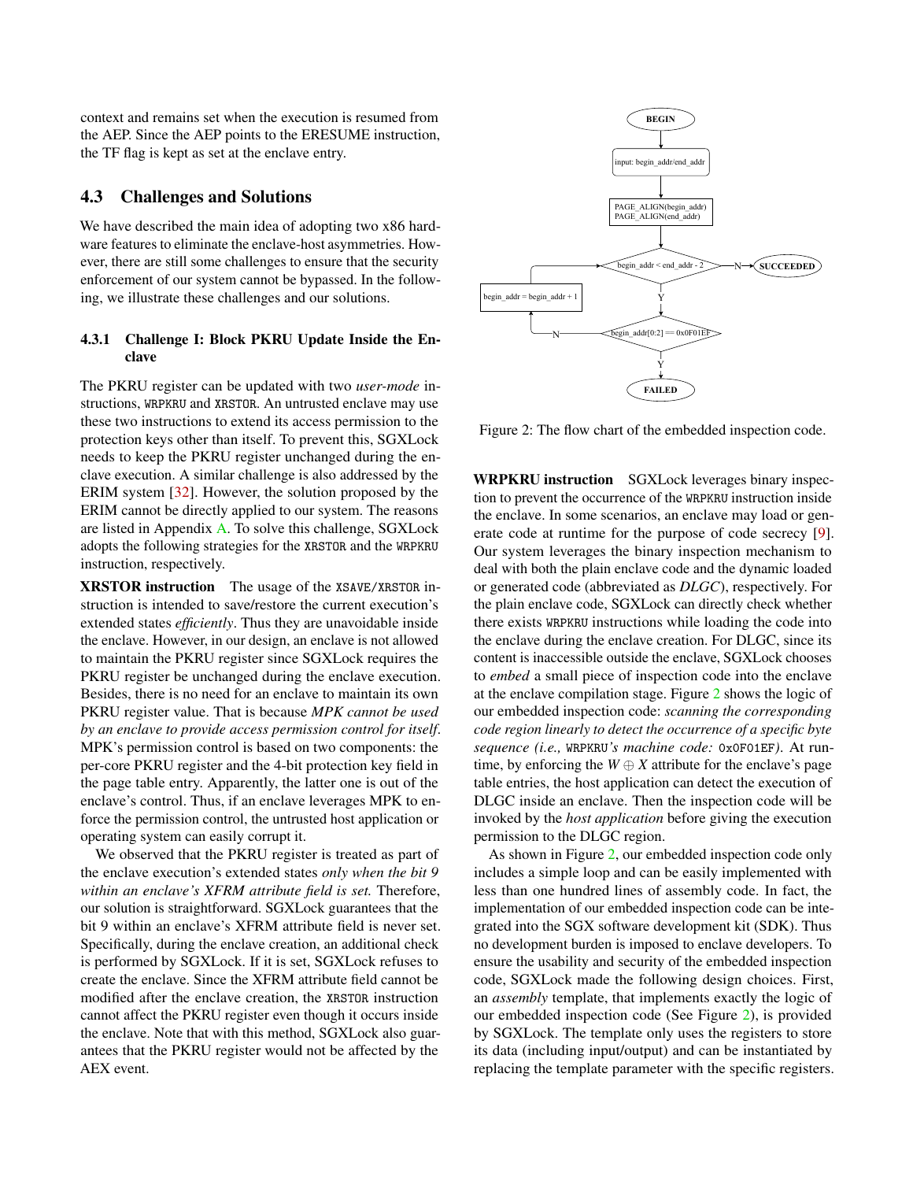context and remains set when the execution is resumed from the AEP. Since the AEP points to the ERESUME instruction, the TF flag is kept as set at the enclave entry.

## 4.3 Challenges and Solutions

We have described the main idea of adopting two x86 hardware features to eliminate the enclave-host asymmetries. However, there are still some challenges to ensure that the security enforcement of our system cannot be bypassed. In the following, we illustrate these challenges and our solutions.

### 4.3.1 Challenge I: Block PKRU Update Inside the Enclave

The PKRU register can be updated with two *user-mode* instructions, `WRPKRU` and `XRSTOR`. An untrusted enclave may use these two instructions to extend its access permission to the protection keys other than itself. To prevent this, SGXLock needs to keep the PKRU register unchanged during the enclave execution. A similar challenge is also addressed by the ERIM system [32]. However, the solution proposed by the ERIM cannot be directly applied to our system. The reasons are listed in Appendix A. To solve this challenge, SGXLock adopts the following strategies for the `XRSTOR` and the `WRPKRU` instruction, respectively.

**XRSTOR instruction** The usage of the `XSAVE`/`XRSTOR` instruction is intended to save/restore the current execution's extended states *efficiently*. Thus they are unavoidable inside the enclave. However, in our design, an enclave is not allowed to maintain the PKRU register since SGXLock requires the PKRU register be unchanged during the enclave execution. Besides, there is no need for an enclave to maintain its own PKRU register value. That is because *MPK cannot be used by an enclave to provide access permission control for itself*. MPK's permission control is based on two components: the per-core PKRU register and the 4-bit protection key field in the page table entry. Apparently, the latter one is out of the enclave's control. Thus, if an enclave leverages MPK to enforce the permission control, the untrusted host application or operating system can easily corrupt it.

We observed that the PKRU register is treated as part of the enclave execution's extended states *only when the bit 9 within an enclave's XFRM attribute field is set.* Therefore, our solution is straightforward. SGXLock guarantees that the bit 9 within an enclave's XFRM attribute field is never set. Specifically, during the enclave creation, an additional check is performed by SGXLock. If it is set, SGXLock refuses to create the enclave. Since the XFRM attribute field cannot be modified after the enclave creation, the `XRSTOR` instruction cannot affect the PKRU register even though it occurs inside the enclave. Note that with this method, SGXLock also guarantees that the PKRU register would not be affected by the AEX event.

Figure 2: The flow chart of the embedded inspection code.

**WRPKRU instruction** SGXLock leverages binary inspection to prevent the occurrence of the `WRPKRU` instruction inside the enclave. In some scenarios, an enclave may load or generate code at runtime for the purpose of code secrecy [9]. Our system leverages the binary inspection mechanism to deal with both the plain enclave code and the dynamic loaded or generated code (abbreviated as *DLGC*), respectively. For the plain enclave code, SGXLock can directly check whether there exists `WRPKRU` instructions while loading the code into the enclave during the enclave creation. For DLGC, since its content is inaccessible outside the enclave, SGXLock chooses to *embed* a small piece of inspection code into the enclave at the enclave compilation stage. Figure 2 shows the logic of our embedded inspection code: *scanning the corresponding code region linearly to detect the occurrence of a specific byte sequence (i.e.,* `WRPKRU`*'s machine code:* `0x0F01EF`*).* At runtime, by enforcing the $W \oplus X$ attribute for the enclave's page table entries, the host application can detect the execution of DLGC inside an enclave. Then the inspection code will be invoked by the *host application* before giving the execution permission to the DLGC region.

As shown in Figure 2, our embedded inspection code only includes a simple loop and can be easily implemented with less than one hundred lines of assembly code. In fact, the implementation of our embedded inspection code can be integrated into the SGX software development kit (SDK). Thus no development burden is imposed to enclave developers. To ensure the usability and security of the embedded inspection code, SGXLock made the following design choices. First, an *assembly* template, that implements exactly the logic of our embedded inspection code (See Figure 2), is provided by SGXLock. The template only uses the registers to store its data (including input/output) and can be instantiated by replacing the template parameter with the specific registers.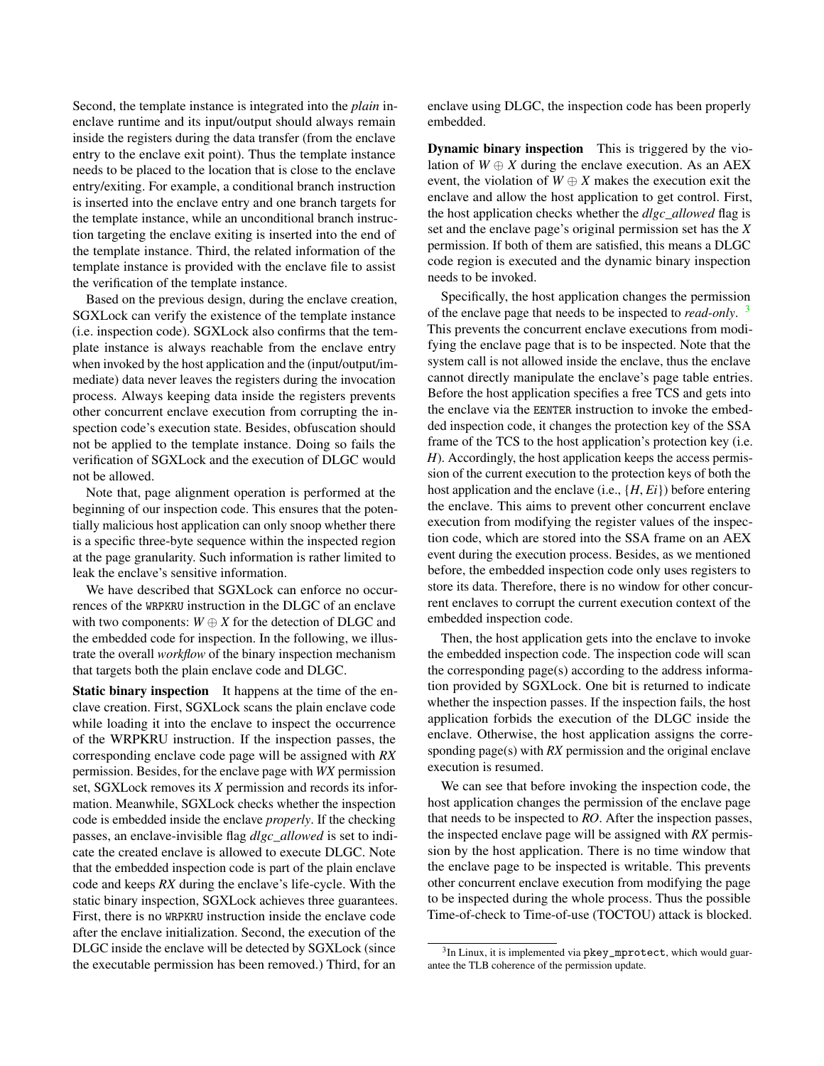Second, the template instance is integrated into the *plain* in-enclave runtime and its input/output should always remain inside the registers during the data transfer (from the enclave entry to the enclave exit point). Thus the template instance needs to be placed to the location that is close to the enclave entry/exiting. For example, a conditional branch instruction is inserted into the enclave entry and one branch targets for the template instance, while an unconditional branch instruction targeting the enclave exiting is inserted into the end of the template instance. Third, the related information of the template instance is provided with the enclave file to assist the verification of the template instance.

Based on the previous design, during the enclave creation, SGXLock can verify the existence of the template instance (i.e. inspection code). SGXLock also confirms that the template instance is always reachable from the enclave entry when invoked by the host application and the (input/output/immediate) data never leaves the registers during the invocation process. Always keeping data inside the registers prevents other concurrent enclave execution from corrupting the inspection code's execution state. Besides, obfuscation should not be applied to the template instance. Doing so fails the verification of SGXLock and the execution of DLGC would not be allowed.

Note that, page alignment operation is performed at the beginning of our inspection code. This ensures that the potentially malicious host application can only snoop whether there is a specific three-byte sequence within the inspected region at the page granularity. Such information is rather limited to leak the enclave's sensitive information.

We have described that SGXLock can enforce no occurrences of the `WRPKRU` instruction in the DLGC of an enclave with two components: $W \oplus X$ for the detection of DLGC and the embedded code for inspection. In the following, we illustrate the overall *workflow* of the binary inspection mechanism that targets both the plain enclave code and DLGC.

**Static binary inspection** It happens at the time of the enclave creation. First, SGXLock scans the plain enclave code while loading it into the enclave to inspect the occurrence of the WRPKRU instruction. If the inspection passes, the corresponding enclave code page will be assigned with *RX* permission. Besides, for the enclave page with *WX* permission set, SGXLock removes its *X* permission and records its information. Meanwhile, SGXLock checks whether the inspection code is embedded inside the enclave *properly*. If the checking passes, an enclave-invisible flag *dlgc_allowed* is set to indicate the created enclave is allowed to execute DLGC. Note that the embedded inspection code is part of the plain enclave code and keeps *RX* during the enclave's life-cycle. With the static binary inspection, SGXLock achieves three guarantees. First, there is no `WRPKRU` instruction inside the enclave code after the enclave initialization. Second, the execution of the DLGC inside the enclave will be detected by SGXLock (since the executable permission has been removed.) Third, for an enclave using DLGC, the inspection code has been properly embedded.

**Dynamic binary inspection** This is triggered by the violation of $W \oplus X$ during the enclave execution. As an AEX event, the violation of $W \oplus X$ makes the execution exit the enclave and allow the host application to get control. First, the host application checks whether the *dlgc_allowed* flag is set and the enclave page's original permission set has the *X* permission. If both of them are satisfied, this means a DLGC code region is executed and the dynamic binary inspection needs to be invoked.

Specifically, the host application changes the permission of the enclave page that needs to be inspected to *read-only*. [3] This prevents the concurrent enclave executions from modifying the enclave page that is to be inspected. Note that the system call is not allowed inside the enclave, thus the enclave cannot directly manipulate the enclave's page table entries. Before the host application specifies a free TCS and gets into the enclave via the `EENTER` instruction to invoke the embedded inspection code, it changes the protection key of the SSA frame of the TCS to the host application's protection key (i.e. *H*). Accordingly, the host application keeps the access permission of the current execution to the protection keys of both the host application and the enclave (i.e., $\{H, Ei\}$) before entering the enclave. This aims to prevent other concurrent enclave execution from modifying the register values of the inspection code, which are stored into the SSA frame on an AEX event during the execution process. Besides, as we mentioned before, the embedded inspection code only uses registers to store its data. Therefore, there is no window for other concurrent enclaves to corrupt the current execution context of the embedded inspection code.

Then, the host application gets into the enclave to invoke the embedded inspection code. The inspection code will scan the corresponding page(s) according to the address information provided by SGXLock. One bit is returned to indicate whether the inspection passes. If the inspection fails, the host application forbids the execution of the DLGC inside the enclave. Otherwise, the host application assigns the corresponding page(s) with *RX* permission and the original enclave execution is resumed.

We can see that before invoking the inspection code, the host application changes the permission of the enclave page that needs to be inspected to *RO*. After the inspection passes, the inspected enclave page will be assigned with *RX* permission by the host application. There is no time window that the enclave page to be inspected is writable. This prevents other concurrent enclave execution from modifying the page to be inspected during the whole process. Thus the possible Time-of-check to Time-of-use (TOCTOU) attack is blocked.

[3] In Linux, it is implemented via `pkey_mprotect`, which would guarantee the TLB coherence of the permission update.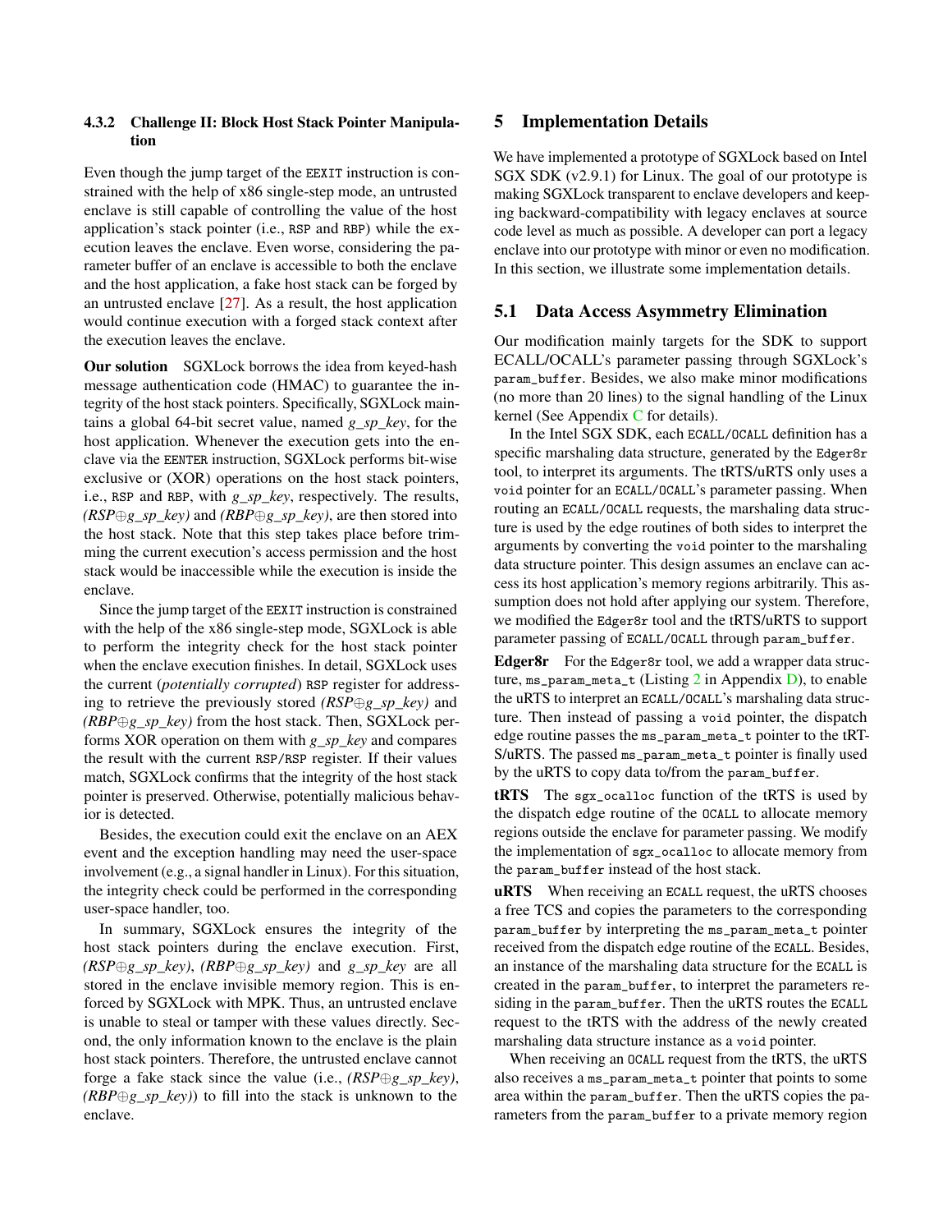#### 4.3.2 Challenge II: Block Host Stack Pointer Manipulation

Even though the jump target of the `EEXIT` instruction is constrained with the help of x86 single-step mode, an untrusted enclave is still capable of controlling the value of the host application's stack pointer (i.e., `RSP` and `RBP`) while the execution leaves the enclave. Even worse, considering the parameter buffer of an enclave is accessible to both the enclave and the host application, a fake host stack can be forged by an untrusted enclave [27]. As a result, the host application would continue execution with a forged stack context after the execution leaves the enclave.

**Our solution** SGXLock borrows the idea from keyed-hash message authentication code (HMAC) to guarantee the integrity of the host stack pointers. Specifically, SGXLock maintains a global 64-bit secret value, named *g_sp_key*, for the host application. Whenever the execution gets into the enclave via the `EENTER` instruction, SGXLock performs bit-wise exclusive or (XOR) operations on the host stack pointers, i.e., `RSP` and `RBP`, with *g_sp_key*, respectively. The results, *(RSP$\oplus$g_sp_key)* and *(RBP$\oplus$g_sp_key)*, are then stored into the host stack. Note that this step takes place before trimming the current execution's access permission and the host stack would be inaccessible while the execution is inside the enclave.

Since the jump target of the `EEXIT` instruction is constrained with the help of the x86 single-step mode, SGXLock is able to perform the integrity check for the host stack pointer when the enclave execution finishes. In detail, SGXLock uses the current (*potentially corrupted*) `RSP` register for addressing to retrieve the previously stored *(RSP$\oplus$g_sp_key)* and *(RBP$\oplus$g_sp_key)* from the host stack. Then, SGXLock performs XOR operation on them with *g_sp_key* and compares the result with the current `RSP/RSP` register. If their values match, SGXLock confirms that the integrity of the host stack pointer is preserved. Otherwise, potentially malicious behavior is detected.

Besides, the execution could exit the enclave on an AEX event and the exception handling may need the user-space involvement (e.g., a signal handler in Linux). For this situation, the integrity check could be performed in the corresponding user-space handler, too.

In summary, SGXLock ensures the integrity of the host stack pointers during the enclave execution. First, *(RSP$\oplus$g_sp_key)*, *(RBP$\oplus$g_sp_key)* and *g_sp_key* are all stored in the enclave invisible memory region. This is enforced by SGXLock with MPK. Thus, an untrusted enclave is unable to steal or tamper with these values directly. Second, the only information known to the enclave is the plain host stack pointers. Therefore, the untrusted enclave cannot forge a fake stack since the value (i.e., *(RSP$\oplus$g_sp_key)*, *(RBP$\oplus$g_sp_key)*) to fill into the stack is unknown to the enclave.

## 5 Implementation Details

We have implemented a prototype of SGXLock based on Intel SGX SDK (v2.9.1) for Linux. The goal of our prototype is making SGXLock transparent to enclave developers and keeping backward-compatibility with legacy enclaves at source code level as much as possible. A developer can port a legacy enclave into our prototype with minor or even no modification. In this section, we illustrate some implementation details.

### 5.1 Data Access Asymmetry Elimination

Our modification mainly targets for the SDK to support ECALL/OCALL's parameter passing through SGXLock's `param_buffer`. Besides, we also make minor modifications (no more than 20 lines) to the signal handling of the Linux kernel (See Appendix C for details).

In the Intel SGX SDK, each `ECALL`/`OCALL` definition has a specific marshaling data structure, generated by the `Edger8r` tool, to interpret its arguments. The tRTS/uRTS only uses a `void` pointer for an `ECALL`/`OCALL`'s parameter passing. When routing an `ECALL`/`OCALL` requests, the marshaling data structure is used by the edge routines of both sides to interpret the arguments by converting the `void` pointer to the marshaling data structure pointer. This design assumes an enclave can access its host application's memory regions arbitrarily. This assumption does not hold after applying our system. Therefore, we modified the `Edger8r` tool and the tRTS/uRTS to support parameter passing of `ECALL`/`OCALL` through `param_buffer`.

**Edger8r** For the `Edger8r` tool, we add a wrapper data structure, `ms_param_meta_t` (Listing 2 in Appendix D), to enable the uRTS to interpret an `ECALL`/`OCALL`'s marshaling data structure. Then instead of passing a `void` pointer, the dispatch edge routine passes the `ms_param_meta_t` pointer to the tRTS/uRTS. The passed `ms_param_meta_t` pointer is finally used by the uRTS to copy data to/from the `param_buffer`.

**tRTS** The `sgx_ocalloc` function of the tRTS is used by the dispatch edge routine of the `OCALL` to allocate memory regions outside the enclave for parameter passing. We modify the implementation of `sgx_ocalloc` to allocate memory from the `param_buffer` instead of the host stack.

**uRTS** When receiving an `ECALL` request, the uRTS chooses a free TCS and copies the parameters to the corresponding `param_buffer` by interpreting the `ms_param_meta_t` pointer received from the dispatch edge routine of the `ECALL`. Besides, an instance of the marshaling data structure for the `ECALL` is created in the `param_buffer`, to interpret the parameters residing in the `param_buffer`. Then the uRTS routes the `ECALL` request to the tRTS with the address of the newly created marshaling data structure instance as a `void` pointer.

When receiving an `OCALL` request from the tRTS, the uRTS also receives a `ms_param_meta_t` pointer that points to some area within the `param_buffer`. Then the uRTS copies the parameters from the `param_buffer` to a private memory region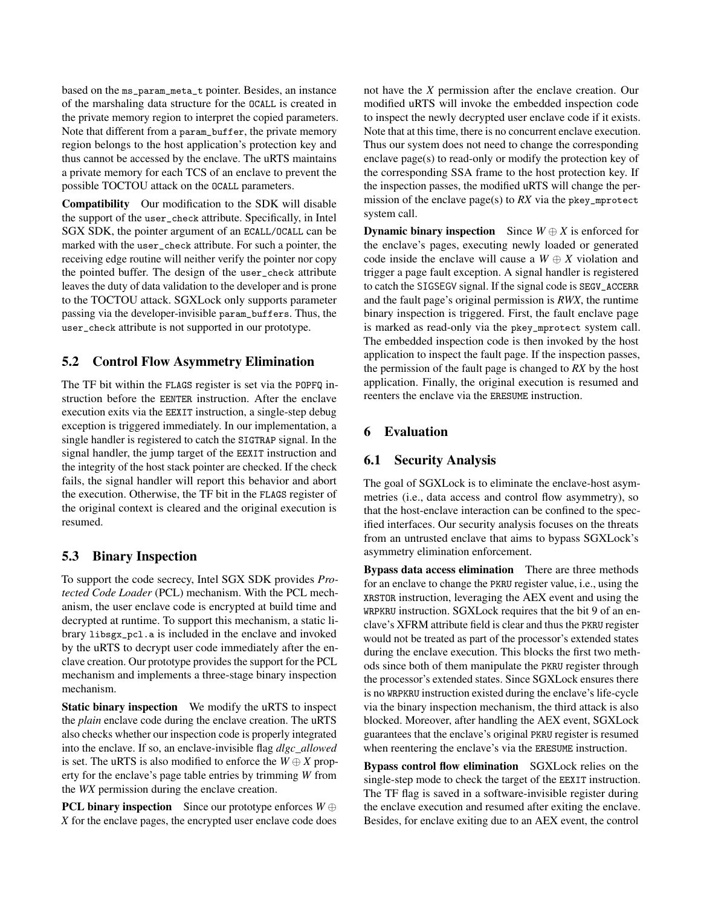based on the ms_param_meta_t pointer. Besides, an instance of the marshaling data structure for the OCALL is created in the private memory region to interpret the copied parameters. Note that different from a param_buffer, the private memory region belongs to the host application's protection key and thus cannot be accessed by the enclave. The uRTS maintains a private memory for each TCS of an enclave to prevent the possible TOCTOU attack on the OCALL parameters.

**Compatibility** Our modification to the SDK will disable the support of the user_check attribute. Specifically, in Intel SGX SDK, the pointer argument of an ECALL/OCALL can be marked with the user_check attribute. For such a pointer, the receiving edge routine will neither verify the pointer nor copy the pointed buffer. The design of the user_check attribute leaves the duty of data validation to the developer and is prone to the TOCTOU attack. SGXLock only supports parameter passing via the developer-invisible param_buffers. Thus, the user_check attribute is not supported in our prototype.

## 5.2 Control Flow Asymmetry Elimination

The TF bit within the FLAGS register is set via the POPFQ instruction before the EENTER instruction. After the enclave execution exits via the EEXIT instruction, a single-step debug exception is triggered immediately. In our implementation, a single handler is registered to catch the SIGTRAP signal. In the signal handler, the jump target of the EEXIT instruction and the integrity of the host stack pointer are checked. If the check fails, the signal handler will report this behavior and abort the execution. Otherwise, the TF bit in the FLAGS register of the original context is cleared and the original execution is resumed.

## 5.3 Binary Inspection

To support the code secrecy, Intel SGX SDK provides *Protected Code Loader* (PCL) mechanism. With the PCL mechanism, the user enclave code is encrypted at build time and decrypted at runtime. To support this mechanism, a static library libsgx_pcl.a is included in the enclave and invoked by the uRTS to decrypt user code immediately after the enclave creation. Our prototype provides the support for the PCL mechanism and implements a three-stage binary inspection mechanism.

**Static binary inspection** We modify the uRTS to inspect the *plain* enclave code during the enclave creation. The uRTS also checks whether our inspection code is properly integrated into the enclave. If so, an enclave-invisible flag *dlgc_allowed* is set. The uRTS is also modified to enforce the $W \oplus X$ property for the enclave's page table entries by trimming *W* from the *WX* permission during the enclave creation.

**PCL binary inspection** Since our prototype enforces $W \oplus X$ for the enclave pages, the encrypted user enclave code does not have the *X* permission after the enclave creation. Our modified uRTS will invoke the embedded inspection code to inspect the newly decrypted user enclave code if it exists. Note that at this time, there is no concurrent enclave execution. Thus our system does not need to change the corresponding enclave page(s) to read-only or modify the protection key of the corresponding SSA frame to the host protection key. If the inspection passes, the modified uRTS will change the permission of the enclave page(s) to *RX* via the pkey_mprotect system call.

**Dynamic binary inspection** Since $W \oplus X$ is enforced for the enclave's pages, executing newly loaded or generated code inside the enclave will cause a $W \oplus X$ violation and trigger a page fault exception. A signal handler is registered to catch the SIGSEGV signal. If the signal code is SEGV_ACCERR and the fault page's original permission is *RWX*, the runtime binary inspection is triggered. First, the fault enclave page is marked as read-only via the pkey_mprotect system call. The embedded inspection code is then invoked by the host application to inspect the fault page. If the inspection passes, the permission of the fault page is changed to *RX* by the host application. Finally, the original execution is resumed and reenters the enclave via the ERESUME instruction.

# 6 Evaluation

## 6.1 Security Analysis

The goal of SGXLock is to eliminate the enclave-host asymmetries (i.e., data access and control flow asymmetry), so that the host-enclave interaction can be confined to the specified interfaces. Our security analysis focuses on the threats from an untrusted enclave that aims to bypass SGXLock's asymmetry elimination enforcement.

**Bypass data access elimination** There are three methods for an enclave to change the PKRU register value, i.e., using the XRSTOR instruction, leveraging the AEX event and using the WRPKRU instruction. SGXLock requires that the bit 9 of an enclave's XFRM attribute field is clear and thus the PKRU register would not be treated as part of the processor's extended states during the enclave execution. This blocks the first two methods since both of them manipulate the PKRU register through the processor's extended states. Since SGXLock ensures there is no WRPKRU instruction existed during the enclave's life-cycle via the binary inspection mechanism, the third attack is also blocked. Moreover, after handling the AEX event, SGXLock guarantees that the enclave's original PKRU register is resumed when reentering the enclave's via the ERESUME instruction.

**Bypass control flow elimination** SGXLock relies on the single-step mode to check the target of the EEXIT instruction. The TF flag is saved in a software-invisible register during the enclave execution and resumed after exiting the enclave. Besides, for enclave exiting due to an AEX event, the control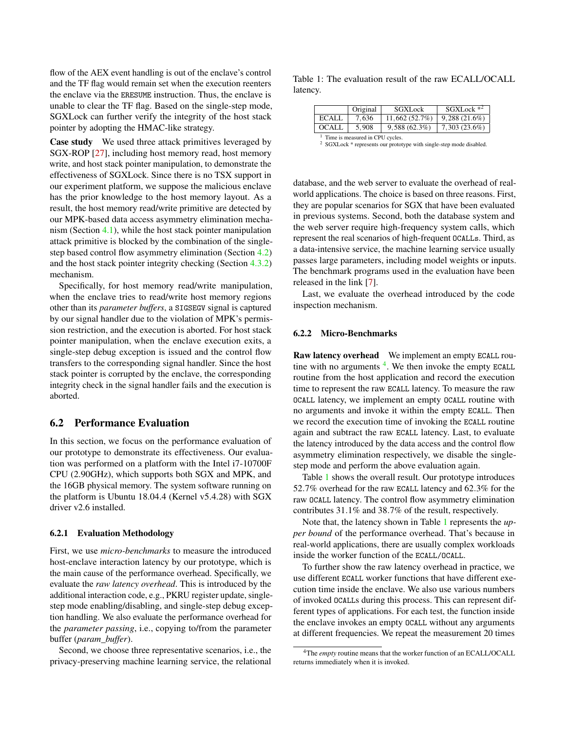flow of the AEX event handling is out of the enclave's control and the TF flag would remain set when the execution reenters the enclave via the ERESUME instruction. Thus, the enclave is unable to clear the TF flag. Based on the single-step mode, SGXLock can further verify the integrity of the host stack pointer by adopting the HMAC-like strategy.

**Case study** We used three attack primitives leveraged by SGX-ROP [27], including host memory read, host memory write, and host stack pointer manipulation, to demonstrate the effectiveness of SGXLock. Since there is no TSX support in our experiment platform, we suppose the malicious enclave has the prior knowledge to the host memory layout. As a result, the host memory read/write primitive are detected by our MPK-based data access asymmetry elimination mechanism (Section 4.1), while the host stack pointer manipulation attack primitive is blocked by the combination of the single-step based control flow asymmetry elimination (Section 4.2) and the host stack pointer integrity checking (Section 4.3.2) mechanism.

Specifically, for host memory read/write manipulation, when the enclave tries to read/write host memory regions other than its *parameter buffers*, a SIGSEGV signal is captured by our signal handler due to the violation of MPK's permission restriction, and the execution is aborted. For host stack pointer manipulation, when the enclave execution exits, a single-step debug exception is issued and the control flow transfers to the corresponding signal handler. Since the host stack pointer is corrupted by the enclave, the corresponding integrity check in the signal handler fails and the execution is aborted.

## 6.2 Performance Evaluation

In this section, we focus on the performance evaluation of our prototype to demonstrate its effectiveness. Our evaluation was performed on a platform with the Intel i7-10700F CPU (2.90GHz), which supports both SGX and MPK, and the 16GB physical memory. The system software running on the platform is Ubuntu 18.04.4 (Kernel v5.4.28) with SGX driver v2.6 installed.

### 6.2.1 Evaluation Methodology

First, we use *micro-benchmarks* to measure the introduced host-enclave interaction latency by our prototype, which is the main cause of the performance overhead. Specifically, we evaluate the *raw latency overhead*. This is introduced by the additional interaction code, e.g., PKRU register update, single-step mode enabling/disabling, and single-step debug exception handling. We also evaluate the performance overhead for the *parameter passing*, i.e., copying to/from the parameter buffer (*param_buffer*).

Second, we choose three representative scenarios, i.e., the privacy-preserving machine learning service, the relational database, and the web server to evaluate the overhead of real-world applications. The choice is based on three reasons. First, they are popular scenarios for SGX that have been evaluated in previous systems. Second, both the database system and the web server require high-frequency system calls, which represent the real scenarios of high-frequent OCALLs. Third, as a data-intensive service, the machine learning service usually passes large parameters, including model weights or inputs. The benchmark programs used in the evaluation have been released in the link [7].

Last, we evaluate the overhead introduced by the code inspection mechanism.

Table 1: The evaluation result of the raw ECALL/OCALL latency.

| | Original | SGXLock | SGXLock *[2] |
|---|---|---|---|
| ECALL | 7,636 | 11,662 (52.7%) | 9,288 (21.6%) |
| OCALL | 5,908 | 9,588 (62.3%) | 7,303 (23.6%) |

[1] Time is measured in CPU cycles.
[2] SGXLock * represents our prototype with single-step mode disabled.

### 6.2.2 Micro-Benchmarks

**Raw latency overhead** We implement an empty ECALL routine with no arguments [4]. We then invoke the empty ECALL routine from the host application and record the execution time to represent the raw ECALL latency. To measure the raw OCALL latency, we implement an empty OCALL routine with no arguments and invoke it within the empty ECALL. Then we record the execution time of invoking the ECALL routine again and subtract the raw ECALL latency. Last, to evaluate the latency introduced by the data access and the control flow asymmetry elimination respectively, we disable the single-step mode and perform the above evaluation again.

Table 1 shows the overall result. Our prototype introduces 52.7% overhead for the raw ECALL latency and 62.3% for the raw OCALL latency. The control flow asymmetry elimination contributes 31.1% and 38.7% of the result, respectively.

Note that, the latency shown in Table 1 represents the *upper bound* of the performance overhead. That's because in real-world applications, there are usually complex workloads inside the worker function of the ECALL/OCALL.

To further show the raw latency overhead in practice, we use different ECALL worker functions that have different execution time inside the enclave. We also use various numbers of invoked OCALLs during this process. This can represent different types of applications. For each test, the function inside the enclave invokes an empty OCALL without any arguments at different frequencies. We repeat the measurement 20 times

[4] The *empty* routine means that the worker function of an ECALL/OCALL returns immediately when it is invoked.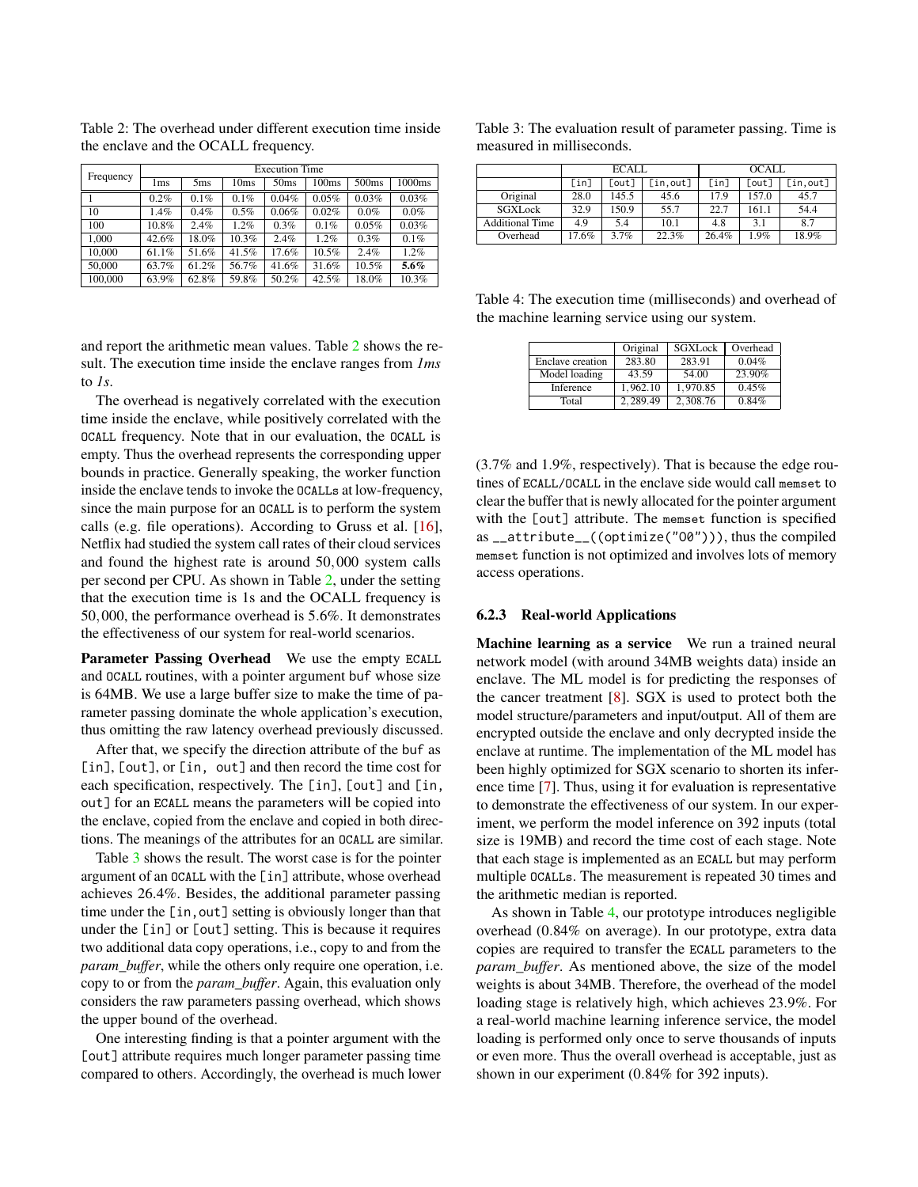Table 2: The overhead under different execution time inside the enclave and the OCALL frequency.

| Frequency | Execution Time | | | | | | |
|---|---|---|---|---|---|---|---|
| | 1ms | 5ms | 10ms | 50ms | 100ms | 500ms | 1000ms |
| 1 | 0.2% | 0.1% | 0.1% | 0.04% | 0.05% | 0.03% | 0.03% |
| 10 | 1.4% | 0.4% | 0.5% | 0.06% | 0.02% | 0.0% | 0.0% |
| 100 | 10.8% | 2.4% | 1.2% | 0.3% | 0.1% | 0.05% | 0.03% |
| 1,000 | 42.6% | 18.0% | 10.3% | 2.4% | 1.2% | 0.3% | 0.1% |
| 10,000 | 61.1% | 51.6% | 41.5% | 17.6% | 10.5% | 2.4% | 1.2% |
| 50,000 | 63.7% | 61.2% | 56.7% | 41.6% | 31.6% | 10.5% | **5.6%** |
| 100,000 | 63.9% | 62.8% | 59.8% | 50.2% | 42.5% | 18.0% | 10.3% |

and report the arithmetic mean values. Table 2 shows the result. The execution time inside the enclave ranges from *1ms* to *1s*.

The overhead is negatively correlated with the execution time inside the enclave, while positively correlated with the OCALL frequency. Note that in our evaluation, the OCALL is empty. Thus the overhead represents the corresponding upper bounds in practice. Generally speaking, the worker function inside the enclave tends to invoke the OCALLs at low-frequency, since the main purpose for an OCALL is to perform the system calls (e.g. file operations). According to Gruss et al. [16], Netflix had studied the system call rates of their cloud services and found the highest rate is around 50,000 system calls per second per CPU. As shown in Table 2, under the setting that the execution time is 1s and the OCALL frequency is 50,000, the performance overhead is 5.6%. It demonstrates the effectiveness of our system for real-world scenarios.

**Parameter Passing Overhead** We use the empty ECALL and OCALL routines, with a pointer argument buf whose size is 64MB. We use a large buffer size to make the time of parameter passing dominate the whole application's execution, thus omitting the raw latency overhead previously discussed.

After that, we specify the direction attribute of the buf as [in], [out], or [in, out] and then record the time cost for each specification, respectively. The [in], [out] and [in, out] for an ECALL means the parameters will be copied into the enclave, copied from the enclave and copied in both directions. The meanings of the attributes for an OCALL are similar.

Table 3 shows the result. The worst case is for the pointer argument of an OCALL with the [in] attribute, whose overhead achieves 26.4%. Besides, the additional parameter passing time under the [in,out] setting is obviously longer than that under the [in] or [out] setting. This is because it requires two additional data copy operations, i.e., copy to and from the *param_buffer*, while the others only require one operation, i.e. copy to or from the *param_buffer*. Again, this evaluation only considers the raw parameters passing overhead, which shows the upper bound of the overhead.

One interesting finding is that a pointer argument with the [out] attribute requires much longer parameter passing time compared to others. Accordingly, the overhead is much lower (3.7% and 1.9%, respectively). That is because the edge routines of ECALL/OCALL in the enclave side would call memset to clear the buffer that is newly allocated for the pointer argument with the [out] attribute. The memset function is specified as __attribute__((optimize("O0"))), thus the compiled memset function is not optimized and involves lots of memory access operations.

Table 3: The evaluation result of parameter passing. Time is measured in milliseconds.

| | ECALL | | | OCALL | | |
|---|---|---|---|---|---|---|
| | [in] | [out] | [in,out] | [in] | [out] | [in,out] |
| Original | 28.0 | 145.5 | 45.6 | 17.9 | 157.0 | 45.7 |
| SGXLock | 32.9 | 150.9 | 55.7 | 22.7 | 161.1 | 54.4 |
| Additional Time | 4.9 | 5.4 | 10.1 | 4.8 | 3.1 | 8.7 |
| Overhead | 17.6% | 3.7% | 22.3% | 26.4% | 1.9% | 18.9% |

Table 4: The execution time (milliseconds) and overhead of the machine learning service using our system.

| | Original | SGXLock | Overhead |
|---|---|---|---|
| Enclave creation | 283.80 | 283.91 | 0.04% |
| Model loading | 43.59 | 54.00 | 23.90% |
| Inference | 1,962.10 | 1,970.85 | 0.45% |
| Total | 2,289.49 | 2,308.76 | 0.84% |

### 6.2.3 Real-world Applications

**Machine learning as a service** We run a trained neural network model (with around 34MB weights data) inside an enclave. The ML model is for predicting the responses of the cancer treatment [8]. SGX is used to protect both the model structure/parameters and input/output. All of them are encrypted outside the enclave and only decrypted inside the enclave at runtime. The implementation of the ML model has been highly optimized for SGX scenario to shorten its inference time [7]. Thus, using it for evaluation is representative to demonstrate the effectiveness of our system. In our experiment, we perform the model inference on 392 inputs (total size is 19MB) and record the time cost of each stage. Note that each stage is implemented as an ECALL but may perform multiple OCALLs. The measurement is repeated 30 times and the arithmetic median is reported.

As shown in Table 4, our prototype introduces negligible overhead (0.84% on average). In our prototype, extra data copies are required to transfer the ECALL parameters to the *param_buffer*. As mentioned above, the size of the model weights is about 34MB. Therefore, the overhead of the model loading stage is relatively high, which achieves 23.9%. For a real-world machine learning inference service, the model loading is performed only once to serve thousands of inputs or even more. Thus the overall overhead is acceptable, just as shown in our experiment (0.84% for 392 inputs).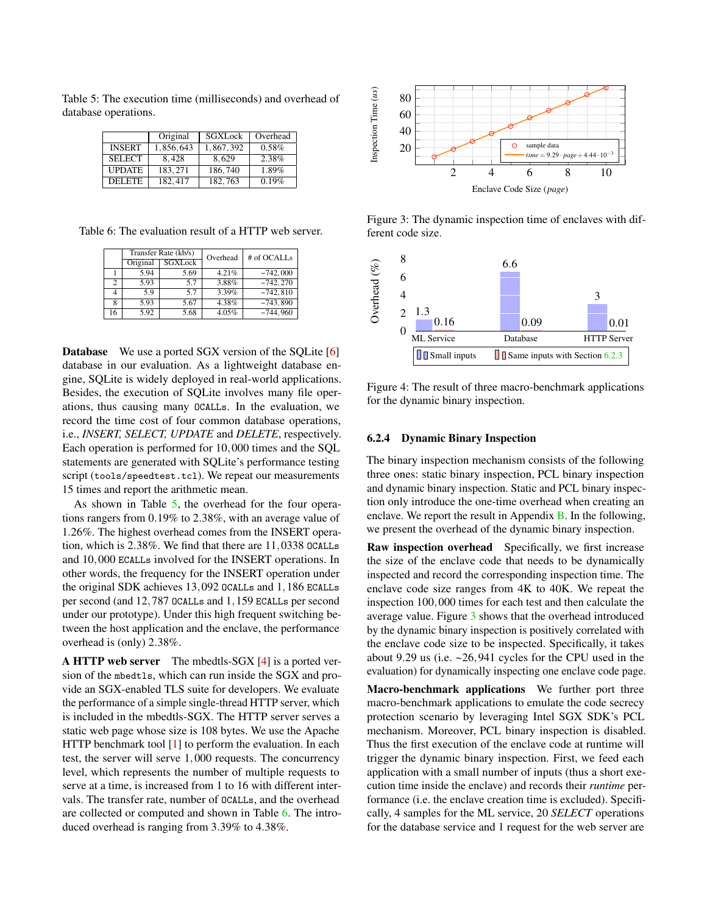Table 5: The execution time (milliseconds) and overhead of database operations.

| | Original | SGXLock | Overhead |
|---|---|---|---|
| INSERT | 1,856,643 | 1,867,392 | 0.58% |
| SELECT | 8,428 | 8,629 | 2.38% |
| UPDATE | 183,271 | 186,740 | 1.89% |
| DELETE | 182,417 | 182,763 | 0.19% |

Table 6: The evaluation result of a HTTP web server.

| | Transfer Rate (kb/s) | | Overhead | # of OCALLs |
|---|---|---|---|---|
| | Original | SGXLock | | |
| 1 | 5.94 | 5.69 | 4.21% | ~742,000 |
| 2 | 5.93 | 5.7 | 3.88% | ~742,270 |
| 4 | 5.9 | 5.7 | 3.39% | ~742,810 |
| 8 | 5.93 | 5.67 | 4.38% | ~743,890 |
| 16 | 5.92 | 5.68 | 4.05% | ~744,960 |

**Database** We use a ported SGX version of the SQLite [6] database in our evaluation. As a lightweight database engine, SQLite is widely deployed in real-world applications. Besides, the execution of SQLite involves many file operations, thus causing many OCALLs. In the evaluation, we record the time cost of four common database operations, i.e., *INSERT, SELECT, UPDATE* and *DELETE*, respectively. Each operation is performed for 10,000 times and the SQL statements are generated with SQLite's performance testing script (`tools/speedtest.tcl`). We repeat our measurements 15 times and report the arithmetic mean.

As shown in Table 5, the overhead for the four operations rangers from 0.19% to 2.38%, with an average value of 1.26%. The highest overhead comes from the INSERT operation, which is 2.38%. We find that there are 11,0338 OCALLs and 10,000 ECALLs involved for the INSERT operations. In other words, the frequency for the INSERT operation under the original SDK achieves 13,092 OCALLs and 1,186 ECALLs per second (and 12,787 OCALLs and 1,159 ECALLs per second under our prototype). Under this high frequent switching between the host application and the enclave, the performance overhead is (only) 2.38%.

**A HTTP web server** The mbedtls-SGX [4] is a ported version of the mbedtls, which can run inside the SGX and provide an SGX-enabled TLS suite for developers. We evaluate the performance of a simple single-thread HTTP server, which is included in the mbedtls-SGX. The HTTP server serves a static web page whose size is 108 bytes. We use the Apache HTTP benchmark tool [1] to perform the evaluation. In each test, the server will serve 1,000 requests. The concurrency level, which represents the number of multiple requests to serve at a time, is increased from 1 to 16 with different intervals. The transfer rate, number of OCALLs, and the overhead are collected or computed and shown in Table 6. The introduced overhead is ranging from 3.39% to 4.38%.

Figure 3: The dynamic inspection time of enclaves with different code size.

Figure 4: The result of three macro-benchmark applications for the dynamic binary inspection.

#### 6.2.4 Dynamic Binary Inspection

The binary inspection mechanism consists of the following three ones: static binary inspection, PCL binary inspection and dynamic binary inspection. Static and PCL binary inspection only introduce the one-time overhead when creating an enclave. We report the result in Appendix B. In the following, we present the overhead of the dynamic binary inspection.

**Raw inspection overhead** Specifically, we first increase the size of the enclave code that needs to be dynamically inspected and record the corresponding inspection time. The enclave code size ranges from 4K to 40K. We repeat the inspection 100,000 times for each test and then calculate the average value. Figure 3 shows that the overhead introduced by the dynamic binary inspection is positively correlated with the enclave code size to be inspected. Specifically, it takes about 9.29 us (i.e. ~26,941 cycles for the CPU used in the evaluation) for dynamically inspecting one enclave code page.

**Macro-benchmark applications** We further port three macro-benchmark applications to emulate the code secrecy protection scenario by leveraging Intel SGX SDK's PCL mechanism. Moreover, PCL binary inspection is disabled. Thus the first execution of the enclave code at runtime will trigger the dynamic binary inspection. First, we feed each application with a small number of inputs (thus a short execution time inside the enclave) and records their *runtime* performance (i.e. the enclave creation time is excluded). Specifically, 4 samples for the ML service, 20 *SELECT* operations for the database service and 1 request for the web server are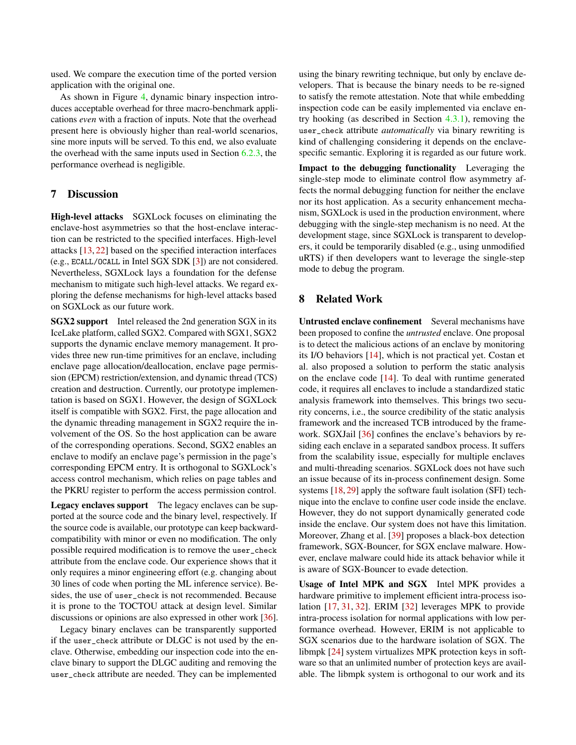used. We compare the execution time of the ported version application with the original one.

As shown in Figure 4, dynamic binary inspection introduces acceptable overhead for three macro-benchmark applications *even* with a fraction of inputs. Note that the overhead present here is obviously higher than real-world scenarios, sine more inputs will be served. To this end, we also evaluate the overhead with the same inputs used in Section 6.2.3, the performance overhead is negligible.

## 7 Discussion

**High-level attacks** SGXLock focuses on eliminating the enclave-host asymmetries so that the host-enclave interaction can be restricted to the specified interfaces. High-level attacks [13, 22] based on the specified interaction interfaces (e.g., `ECALL/OCALL` in Intel SGX SDK [3]) are not considered. Nevertheless, SGXLock lays a foundation for the defense mechanism to mitigate such high-level attacks. We regard exploring the defense mechanisms for high-level attacks based on SGXLock as our future work.

**SGX2 support** Intel released the 2nd generation SGX in its IceLake platform, called SGX2. Compared with SGX1, SGX2 supports the dynamic enclave memory management. It provides three new run-time primitives for an enclave, including enclave page allocation/deallocation, enclave page permission (EPCM) restriction/extension, and dynamic thread (TCS) creation and destruction. Currently, our prototype implementation is based on SGX1. However, the design of SGXLock itself is compatible with SGX2. First, the page allocation and the dynamic threading management in SGX2 require the involvement of the OS. So the host application can be aware of the corresponding operations. Second, SGX2 enables an enclave to modify an enclave page's permission in the page's corresponding EPCM entry. It is orthogonal to SGXLock's access control mechanism, which relies on page tables and the PKRU register to perform the access permission control.

**Legacy enclaves support** The legacy enclaves can be supported at the source code and the binary level, respectively. If the source code is available, our prototype can keep backward-compatibility with minor or even no modification. The only possible required modification is to remove the `user_check` attribute from the enclave code. Our experience shows that it only requires a minor engineering effort (e.g. changing about 30 lines of code when porting the ML inference service). Besides, the use of `user_check` is not recommended. Because it is prone to the TOCTOU attack at design level. Similar discussions or opinions are also expressed in other work [36].

Legacy binary enclaves can be transparently supported if the `user_check` attribute or DLGC is not used by the enclave. Otherwise, embedding our inspection code into the enclave binary to support the DLGC auditing and removing the `user_check` attribute are needed. They can be implemented using the binary rewriting technique, but only by enclave developers. That is because the binary needs to be re-signed to satisfy the remote attestation. Note that while embedding inspection code can be easily implemented via enclave entry hooking (as described in Section 4.3.1), removing the `user_check` attribute *automatically* via binary rewriting is kind of challenging considering it depends on the enclave-specific semantic. Exploring it is regarded as our future work.

**Impact to the debugging functionality** Leveraging the single-step mode to eliminate control flow asymmetry affects the normal debugging function for neither the enclave nor its host application. As a security enhancement mechanism, SGXLock is used in the production environment, where debugging with the single-step mechanism is no need. At the development stage, since SGXLock is transparent to developers, it could be temporarily disabled (e.g., using unmodified uRTS) if then developers want to leverage the single-step mode to debug the program.

## 8 Related Work

**Untrusted enclave confinement** Several mechanisms have been proposed to confine the *untrusted* enclave. One proposal is to detect the malicious actions of an enclave by monitoring its I/O behaviors [14], which is not practical yet. Costan et al. also proposed a solution to perform the static analysis on the enclave code [14]. To deal with runtime generated code, it requires all enclaves to include a standardized static analysis framework into themselves. This brings two security concerns, i.e., the source credibility of the static analysis framework and the increased TCB introduced by the framework. SGXJail [36] confines the enclave's behaviors by residing each enclave in a separated sandbox process. It suffers from the scalability issue, especially for multiple enclaves and multi-threading scenarios. SGXLock does not have such an issue because of its in-process confinement design. Some systems [18, 29] apply the software fault isolation (SFI) technique into the enclave to confine user code inside the enclave. However, they do not support dynamically generated code inside the enclave. Our system does not have this limitation. Moreover, Zhang et al. [39] proposes a black-box detection framework, SGX-Bouncer, for SGX enclave malware. However, enclave malware could hide its attack behavior while it is aware of SGX-Bouncer to evade detection.

**Usage of Intel MPK and SGX** Intel MPK provides a hardware primitive to implement efficient intra-process isolation [17, 31, 32]. ERIM [32] leverages MPK to provide intra-process isolation for normal applications with low performance overhead. However, ERIM is not applicable to SGX scenarios due to the hardware isolation of SGX. The libmpk [24] system virtualizes MPK protection keys in software so that an unlimited number of protection keys are available. The libmpk system is orthogonal to our work and its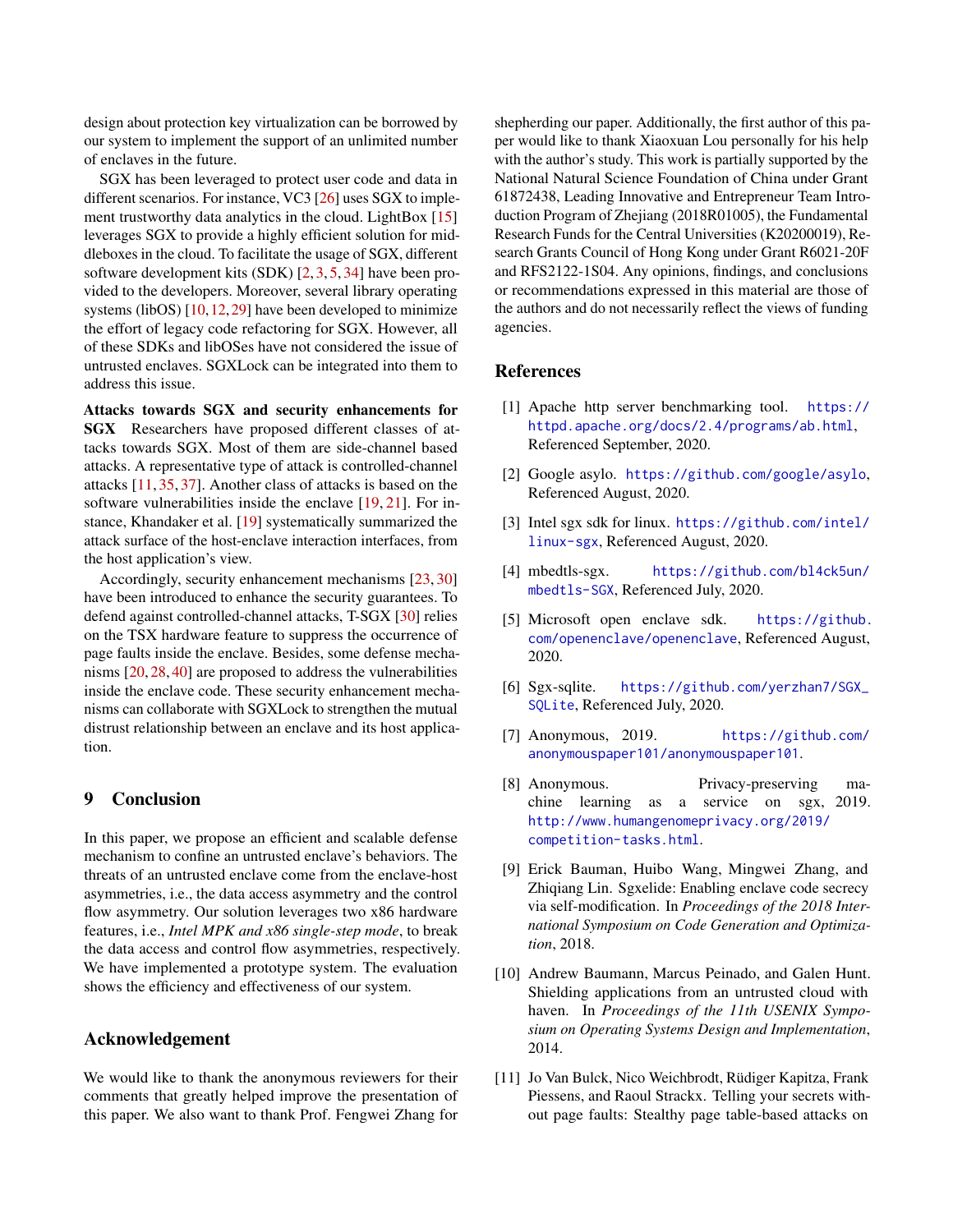design about protection key virtualization can be borrowed by our system to implement the support of an unlimited number of enclaves in the future.

SGX has been leveraged to protect user code and data in different scenarios. For instance, VC3 [26] uses SGX to implement trustworthy data analytics in the cloud. LightBox [15] leverages SGX to provide a highly efficient solution for middleboxes in the cloud. To facilitate the usage of SGX, different software development kits (SDK) [2, 3, 5, 34] have been provided to the developers. Moreover, several library operating systems (libOS) [10, 12, 29] have been developed to minimize the effort of legacy code refactoring for SGX. However, all of these SDKs and libOSes have not considered the issue of untrusted enclaves. SGXLock can be integrated into them to address this issue.

**Attacks towards SGX and security enhancements for SGX** Researchers have proposed different classes of attacks towards SGX. Most of them are side-channel based attacks. A representative type of attack is controlled-channel attacks [11, 35, 37]. Another class of attacks is based on the software vulnerabilities inside the enclave [19, 21]. For instance, Khandaker et al. [19] systematically summarized the attack surface of the host-enclave interaction interfaces, from the host application's view.

Accordingly, security enhancement mechanisms [23, 30] have been introduced to enhance the security guarantees. To defend against controlled-channel attacks, T-SGX [30] relies on the TSX hardware feature to suppress the occurrence of page faults inside the enclave. Besides, some defense mechanisms [20, 28, 40] are proposed to address the vulnerabilities inside the enclave code. These security enhancement mechanisms can collaborate with SGXLock to strengthen the mutual distrust relationship between an enclave and its host application.

## 9 Conclusion

In this paper, we propose an efficient and scalable defense mechanism to confine an untrusted enclave's behaviors. The threats of an untrusted enclave come from the enclave-host asymmetries, i.e., the data access asymmetry and the control flow asymmetry. Our solution leverages two x86 hardware features, i.e., *Intel MPK and x86 single-step mode*, to break the data access and control flow asymmetries, respectively. We have implemented a prototype system. The evaluation shows the efficiency and effectiveness of our system.

## Acknowledgement

We would like to thank the anonymous reviewers for their comments that greatly helped improve the presentation of this paper. We also want to thank Prof. Fengwei Zhang for shepherding our paper. Additionally, the first author of this paper would like to thank Xiaoxuan Lou personally for his help with the author's study. This work is partially supported by the National Natural Science Foundation of China under Grant 61872438, Leading Innovative and Entrepreneur Team Introduction Program of Zhejiang (2018R01005), the Fundamental Research Funds for the Central Universities (K20200019), Research Grants Council of Hong Kong under Grant R6021-20F and RFS2122-1S04. Any opinions, findings, and conclusions or recommendations expressed in this material are those of the authors and do not necessarily reflect the views of funding agencies.

## References

[1] Apache http server benchmarking tool. https://httpd.apache.org/docs/2.4/programs/ab.html, Referenced September, 2020.

[2] Google asylo. https://github.com/google/asylo, Referenced August, 2020.

[3] Intel sgx sdk for linux. https://github.com/intel/linux-sgx, Referenced August, 2020.

[4] mbedtls-sgx. https://github.com/bl4ck5un/mbedtls-SGX, Referenced July, 2020.

[5] Microsoft open enclave sdk. https://github.com/openenclave/openenclave, Referenced August, 2020.

[6] Sgx-sqlite. https://github.com/yerzhan7/SGX_SQLite, Referenced July, 2020.

[7] Anonymous, 2019. https://github.com/anonymouspaper101/anonymouspaper101.

[8] Anonymous. Privacy-preserving machine learning as a service on sgx, 2019. http://www.humangenomeprivacy.org/2019/competition-tasks.html.

[9] Erick Bauman, Huibo Wang, Mingwei Zhang, and Zhiqiang Lin. Sgxelide: Enabling enclave code secrecy via self-modification. In *Proceedings of the 2018 International Symposium on Code Generation and Optimization*, 2018.

[10] Andrew Baumann, Marcus Peinado, and Galen Hunt. Shielding applications from an untrusted cloud with haven. In *Proceedings of the 11th USENIX Symposium on Operating Systems Design and Implementation*, 2014.

[11] Jo Van Bulck, Nico Weichbrodt, Rüdiger Kapitza, Frank Piessens, and Raoul Strackx. Telling your secrets without page faults: Stealthy page table-based attacks on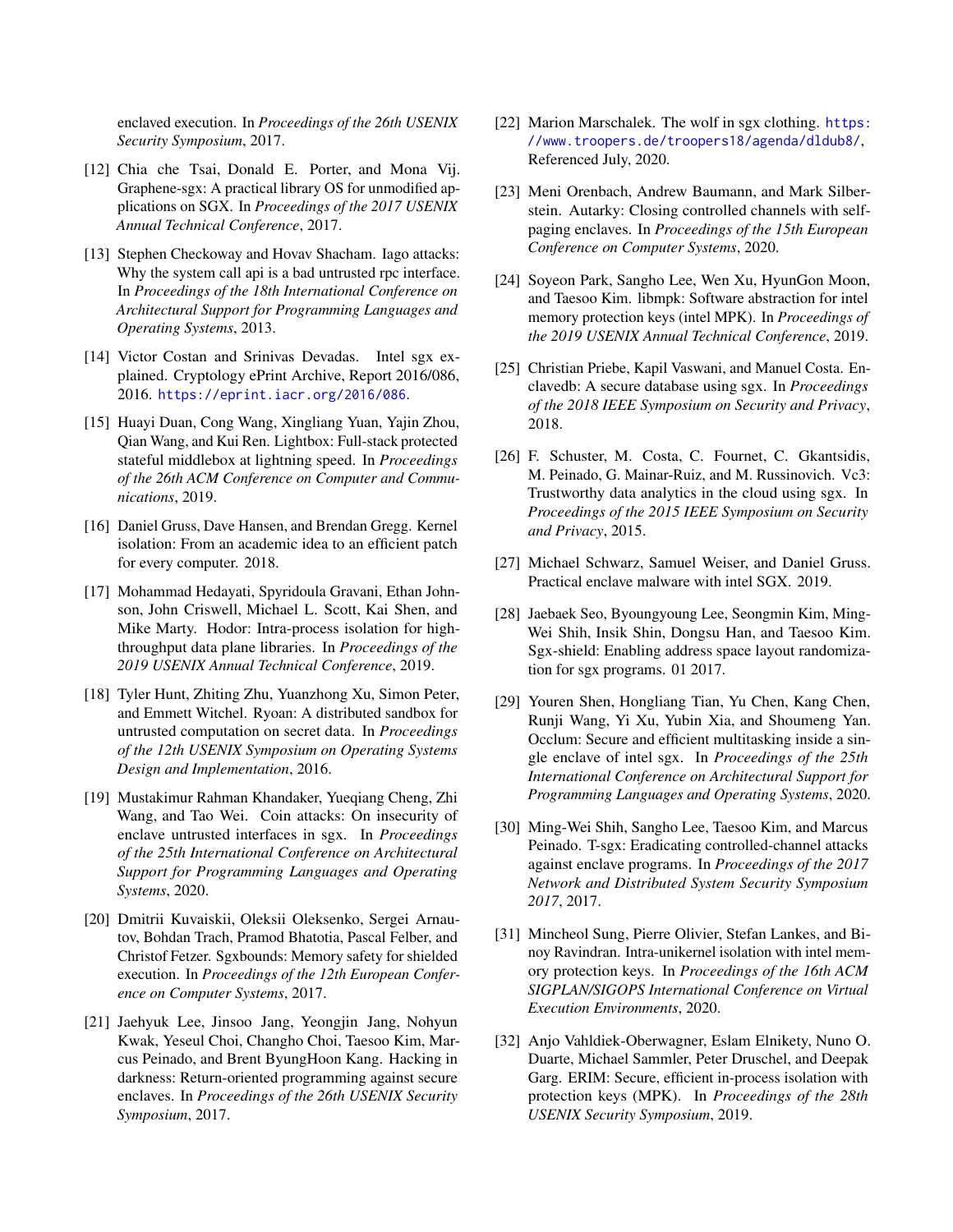enclaved execution. In *Proceedings of the 26th USENIX Security Symposium*, 2017.

[12] Chia che Tsai, Donald E. Porter, and Mona Vij. Graphene-sgx: A practical library OS for unmodified applications on SGX. In *Proceedings of the 2017 USENIX Annual Technical Conference*, 2017.

[13] Stephen Checkoway and Hovav Shacham. Iago attacks: Why the system call api is a bad untrusted rpc interface. In *Proceedings of the 18th International Conference on Architectural Support for Programming Languages and Operating Systems*, 2013.

[14] Victor Costan and Srinivas Devadas. Intel sgx explained. Cryptology ePrint Archive, Report 2016/086, 2016. https://eprint.iacr.org/2016/086.

[15] Huayi Duan, Cong Wang, Xingliang Yuan, Yajin Zhou, Qian Wang, and Kui Ren. Lightbox: Full-stack protected stateful middlebox at lightning speed. In *Proceedings of the 26th ACM Conference on Computer and Communications*, 2019.

[16] Daniel Gruss, Dave Hansen, and Brendan Gregg. Kernel isolation: From an academic idea to an efficient patch for every computer. 2018.

[17] Mohammad Hedayati, Spyridoula Gravani, Ethan Johnson, John Criswell, Michael L. Scott, Kai Shen, and Mike Marty. Hodor: Intra-process isolation for high-throughput data plane libraries. In *Proceedings of the 2019 USENIX Annual Technical Conference*, 2019.

[18] Tyler Hunt, Zhiting Zhu, Yuanzhong Xu, Simon Peter, and Emmett Witchel. Ryoan: A distributed sandbox for untrusted computation on secret data. In *Proceedings of the 12th USENIX Symposium on Operating Systems Design and Implementation*, 2016.

[19] Mustakimur Rahman Khandaker, Yueqiang Cheng, Zhi Wang, and Tao Wei. Coin attacks: On insecurity of enclave untrusted interfaces in sgx. In *Proceedings of the 25th International Conference on Architectural Support for Programming Languages and Operating Systems*, 2020.

[20] Dmitrii Kuvaiskii, Oleksii Oleksenko, Sergei Arnautov, Bohdan Trach, Pramod Bhatotia, Pascal Felber, and Christof Fetzer. Sgxbounds: Memory safety for shielded execution. In *Proceedings of the 12th European Conference on Computer Systems*, 2017.

[21] Jaehyuk Lee, Jinsoo Jang, Yeongjin Jang, Nohyun Kwak, Yeseul Choi, Changho Choi, Taesoo Kim, Marcus Peinado, and Brent ByungHoon Kang. Hacking in darkness: Return-oriented programming against secure enclaves. In *Proceedings of the 26th USENIX Security Symposium*, 2017.

[22] Marion Marschalek. The wolf in sgx clothing. https://www.troopers.de/troopers18/agenda/dldub8/, Referenced July, 2020.

[23] Meni Orenbach, Andrew Baumann, and Mark Silberstein. Autarky: Closing controlled channels with self-paging enclaves. In *Proceedings of the 15th European Conference on Computer Systems*, 2020.

[24] Soyeon Park, Sangho Lee, Wen Xu, HyunGon Moon, and Taesoo Kim. libmpk: Software abstraction for intel memory protection keys (intel MPK). In *Proceedings of the 2019 USENIX Annual Technical Conference*, 2019.

[25] Christian Priebe, Kapil Vaswani, and Manuel Costa. Enclavedb: A secure database using sgx. In *Proceedings of the 2018 IEEE Symposium on Security and Privacy*, 2018.

[26] F. Schuster, M. Costa, C. Fournet, C. Gkantsidis, M. Peinado, G. Mainar-Ruiz, and M. Russinovich. Vc3: Trustworthy data analytics in the cloud using sgx. In *Proceedings of the 2015 IEEE Symposium on Security and Privacy*, 2015.

[27] Michael Schwarz, Samuel Weiser, and Daniel Gruss. Practical enclave malware with intel SGX. 2019.

[28] Jaebaek Seo, Byoungyoung Lee, Seongmin Kim, Ming-Wei Shih, Insik Shin, Dongsu Han, and Taesoo Kim. Sgx-shield: Enabling address space layout randomization for sgx programs. 01 2017.

[29] Youren Shen, Hongliang Tian, Yu Chen, Kang Chen, Runji Wang, Yi Xu, Yubin Xia, and Shoumeng Yan. Occlum: Secure and efficient multitasking inside a single enclave of intel sgx. In *Proceedings of the 25th International Conference on Architectural Support for Programming Languages and Operating Systems*, 2020.

[30] Ming-Wei Shih, Sangho Lee, Taesoo Kim, and Marcus Peinado. T-sgx: Eradicating controlled-channel attacks against enclave programs. In *Proceedings of the 2017 Network and Distributed System Security Symposium 2017*, 2017.

[31] Mincheol Sung, Pierre Olivier, Stefan Lankes, and Binoy Ravindran. Intra-unikernel isolation with intel memory protection keys. In *Proceedings of the 16th ACM SIGPLAN/SIGOPS International Conference on Virtual Execution Environments*, 2020.

[32] Anjo Vahldiek-Oberwagner, Eslam Elnikety, Nuno O. Duarte, Michael Sammler, Peter Druschel, and Deepak Garg. ERIM: Secure, efficient in-process isolation with protection keys (MPK). In *Proceedings of the 28th USENIX Security Symposium*, 2019.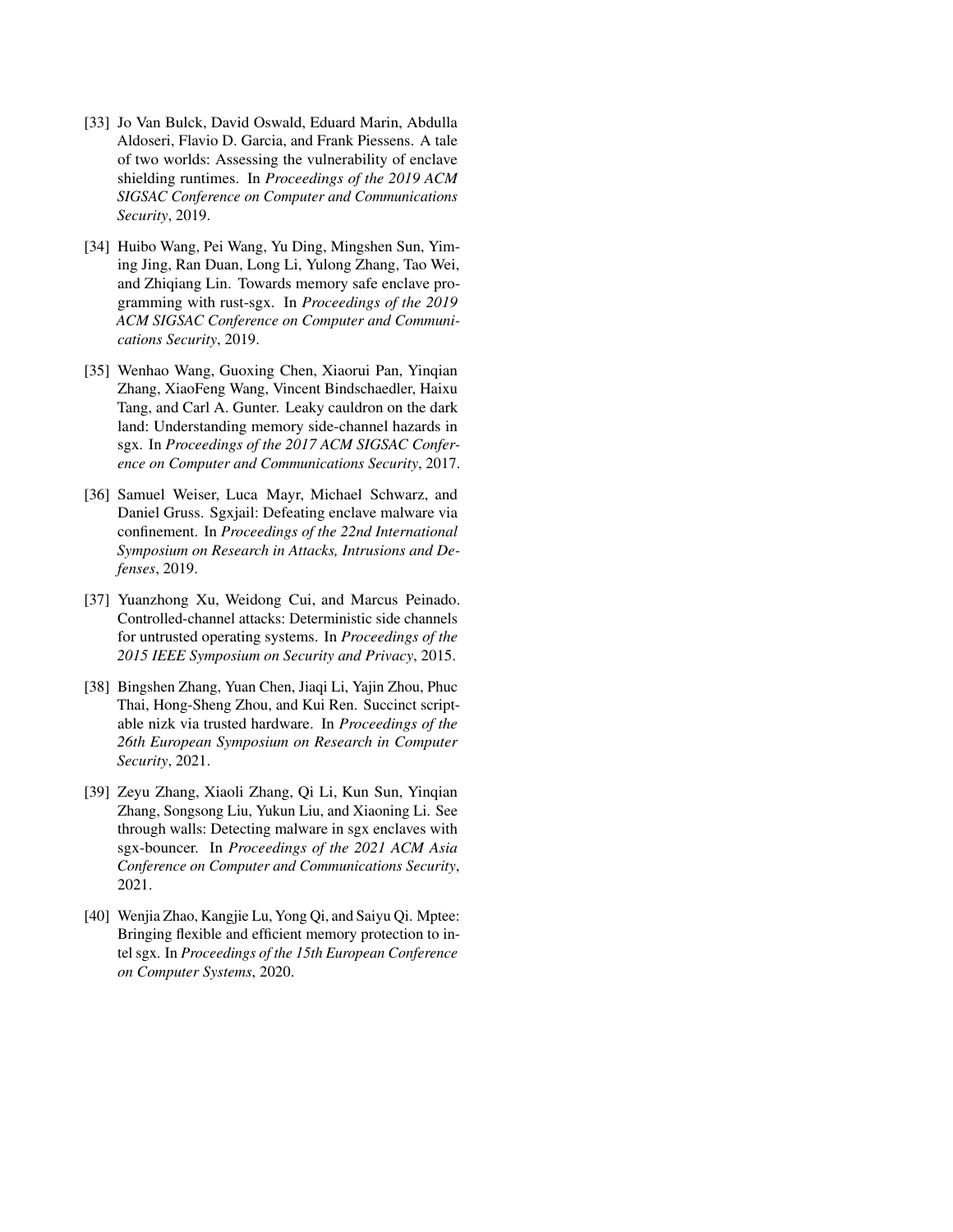[33] Jo Van Bulck, David Oswald, Eduard Marin, Abdulla Aldoseri, Flavio D. Garcia, and Frank Piessens. A tale of two worlds: Assessing the vulnerability of enclave shielding runtimes. In *Proceedings of the 2019 ACM SIGSAC Conference on Computer and Communications Security*, 2019.

[34] Huibo Wang, Pei Wang, Yu Ding, Mingshen Sun, Yiming Jing, Ran Duan, Long Li, Yulong Zhang, Tao Wei, and Zhiqiang Lin. Towards memory safe enclave programming with rust-sgx. In *Proceedings of the 2019 ACM SIGSAC Conference on Computer and Communications Security*, 2019.

[35] Wenhao Wang, Guoxing Chen, Xiaorui Pan, Yinqian Zhang, XiaoFeng Wang, Vincent Bindschaedler, Haixu Tang, and Carl A. Gunter. Leaky cauldron on the dark land: Understanding memory side-channel hazards in sgx. In *Proceedings of the 2017 ACM SIGSAC Conference on Computer and Communications Security*, 2017.

[36] Samuel Weiser, Luca Mayr, Michael Schwarz, and Daniel Gruss. Sgxjail: Defeating enclave malware via confinement. In *Proceedings of the 22nd International Symposium on Research in Attacks, Intrusions and Defenses*, 2019.

[37] Yuanzhong Xu, Weidong Cui, and Marcus Peinado. Controlled-channel attacks: Deterministic side channels for untrusted operating systems. In *Proceedings of the 2015 IEEE Symposium on Security and Privacy*, 2015.

[38] Bingshen Zhang, Yuan Chen, Jiaqi Li, Yajin Zhou, Phuc Thai, Hong-Sheng Zhou, and Kui Ren. Succinct scriptable nizk via trusted hardware. In *Proceedings of the 26th European Symposium on Research in Computer Security*, 2021.

[39] Zeyu Zhang, Xiaoli Zhang, Qi Li, Kun Sun, Yinqian Zhang, Songsong Liu, Yukun Liu, and Xiaoning Li. See through walls: Detecting malware in sgx enclaves with sgx-bouncer. In *Proceedings of the 2021 ACM Asia Conference on Computer and Communications Security*, 2021.

[40] Wenjia Zhao, Kangjie Lu, Yong Qi, and Saiyu Qi. Mptee: Bringing flexible and efficient memory protection to intel sgx. In *Proceedings of the 15th European Conference on Computer Systems*, 2020.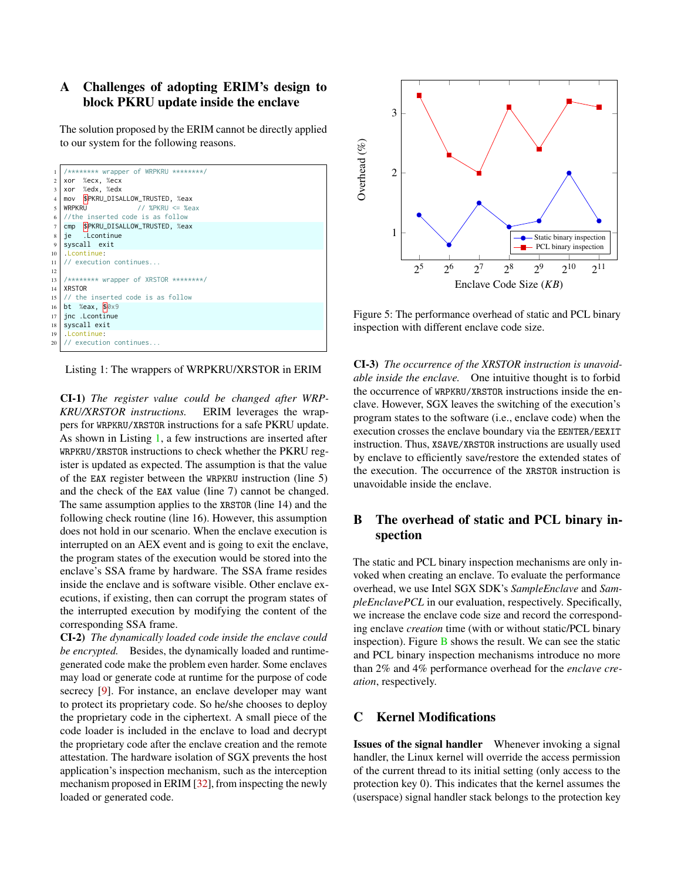## A Challenges of adopting ERIM's design to block PKRU update inside the enclave

The solution proposed by the ERIM cannot be directly applied to our system for the following reasons.

```
/******** wrapper of WRPKRU ********/
xor  %ecx, %ecx
xor  %edx, %edx
mov  $PKRU_DISALLOW_TRUSTED, %eax
WRPKRU              // %PKRU <= %eax
//the inserted code is as follow
cmp  $PKRU_DISALLOW_TRUSTED, %eax
je   .Lcontinue
syscall  exit
.Lcontinue:
// execution continues...

/******** wrapper of XRSTOR ********/
XRSTOR
// the inserted code is as follow
bt  %eax, $0x9
jnc .Lcontinue
syscall exit
.Lcontinue:
// execution continues...
```

Listing 1: The wrappers of WRPKRU/XRSTOR in ERIM

**CI-1)** *The register value could be changed after WRPKRU/XRSTOR instructions.* ERIM leverages the wrappers for WRPKRU/XRSTOR instructions for a safe PKRU update. As shown in Listing 1, a few instructions are inserted after WRPKRU/XRSTOR instructions to check whether the PKRU register is updated as expected. The assumption is that the value of the EAX register between the WRPKRU instruction (line 5) and the check of the EAX value (line 7) cannot be changed. The same assumption applies to the XRSTOR (line 14) and the following check routine (line 16). However, this assumption does not hold in our scenario. When the enclave execution is interrupted on an AEX event and is going to exit the enclave, the program states of the execution would be stored into the enclave's SSA frame by hardware. The SSA frame resides inside the enclave and is software visible. Other enclave executions, if existing, then can corrupt the program states of the interrupted execution by modifying the content of the corresponding SSA frame.

**CI-2)** *The dynamically loaded code inside the enclave could be encrypted.* Besides, the dynamically loaded and runtime-generated code make the problem even harder. Some enclaves may load or generate code at runtime for the purpose of code secrecy [9]. For instance, an enclave developer may want to protect its proprietary code. So he/she chooses to deploy the proprietary code in the ciphertext. A small piece of the code loader is included in the enclave to load and decrypt the proprietary code after the enclave creation and the remote attestation. The hardware isolation of SGX prevents the host application's inspection mechanism, such as the interception mechanism proposed in ERIM [32], from inspecting the newly loaded or generated code.

Figure 5: The performance overhead of static and PCL binary inspection with different enclave code size.

**CI-3)** *The occurrence of the XRSTOR instruction is unavoidable inside the enclave.* One intuitive thought is to forbid the occurrence of WRPKRU/XRSTOR instructions inside the enclave. However, SGX leaves the switching of the execution's program states to the software (i.e., enclave code) when the execution crosses the enclave boundary via the EENTER/EEXIT instruction. Thus, XSAVE/XRSTOR instructions are usually used by enclave to efficiently save/restore the extended states of the execution. The occurrence of the XRSTOR instruction is unavoidable inside the enclave.

## B The overhead of static and PCL binary inspection

The static and PCL binary inspection mechanisms are only invoked when creating an enclave. To evaluate the performance overhead, we use Intel SGX SDK's *SampleEnclave* and *SampleEnclavePCL* in our evaluation, respectively. Specifically, we increase the enclave code size and record the corresponding enclave *creation* time (with or without static/PCL binary inspection). Figure B shows the result. We can see the static and PCL binary inspection mechanisms introduce no more than 2% and 4% performance overhead for the *enclave creation*, respectively.

## C Kernel Modifications

**Issues of the signal handler** Whenever invoking a signal handler, the Linux kernel will override the access permission of the current thread to its initial setting (only access to the protection key 0). This indicates that the kernel assumes the (userspace) signal handler stack belongs to the protection key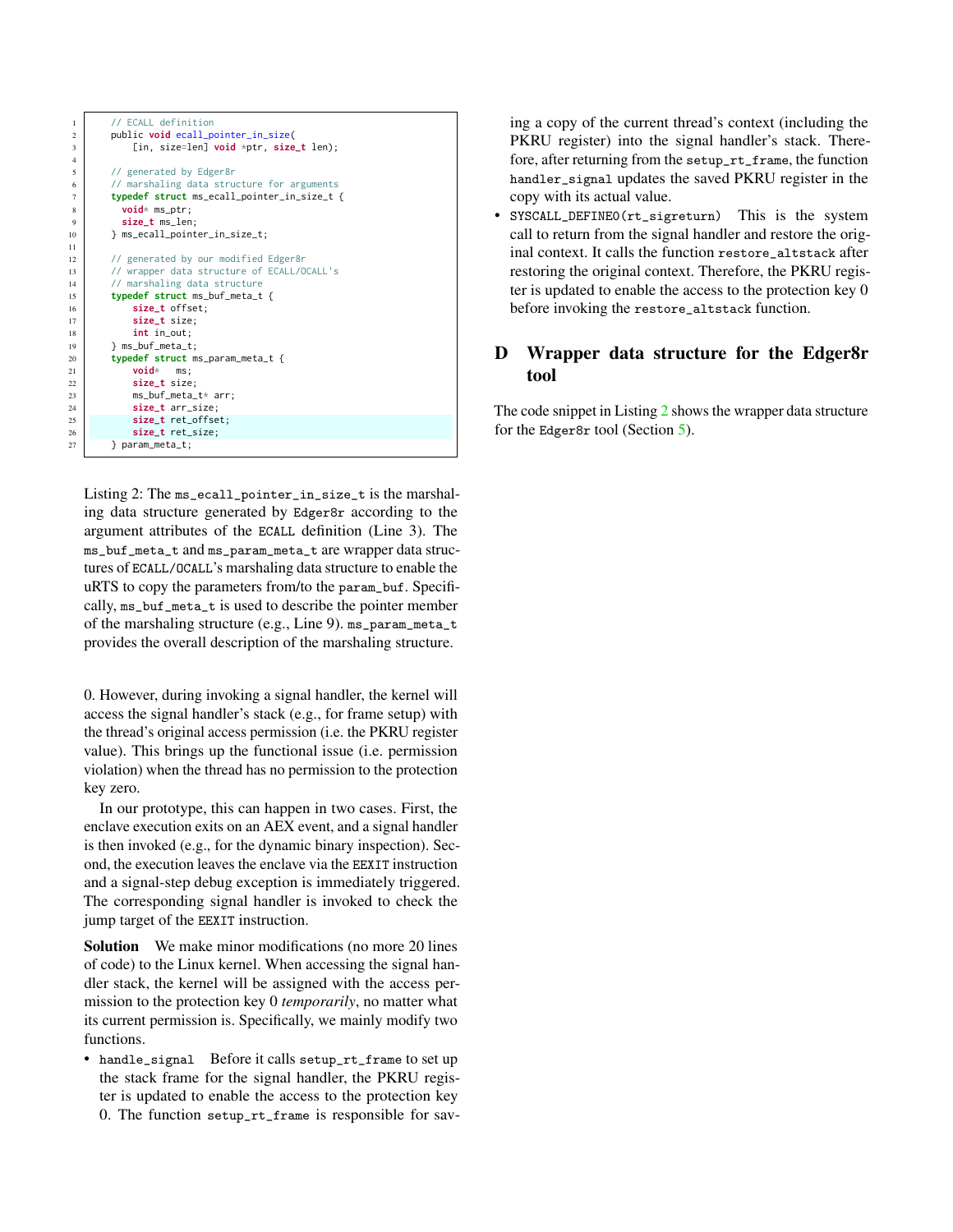```
// ECALL definition
public void ecall_pointer_in_size(
    [in, size=len] void *ptr, size_t len);

// generated by Edger8r
// marshaling data structure for arguments
typedef struct ms_ecall_pointer_in_size_t {
  void* ms_ptr;
  size_t ms_len;
} ms_ecall_pointer_in_size_t;

// generated by our modified Edger8r
// wrapper data structure of ECALL/OCALL's
// marshaling data structure
typedef struct ms_buf_meta_t {
    size_t offset;
    size_t size;
    int in_out;
} ms_buf_meta_t;
typedef struct ms_param_meta_t {
    void*   ms;
    size_t size;
    ms_buf_meta_t* arr;
    size_t arr_size;
    size_t ret_offset;
    size_t ret_size;
} param_meta_t;
```

Listing 2: The `ms_ecall_pointer_in_size_t` is the marshaling data structure generated by `Edger8r` according to the argument attributes of the `ECALL` definition (Line 3). The `ms_buf_meta_t` and `ms_param_meta_t` are wrapper data structures of `ECALL`/`OCALL`'s marshaling data structure to enable the uRTS to copy the parameters from/to the `param_buf`. Specifically, `ms_buf_meta_t` is used to describe the pointer member of the marshaling structure (e.g., Line 9). `ms_param_meta_t` provides the overall description of the marshaling structure.

0. However, during invoking a signal handler, the kernel will access the signal handler's stack (e.g., for frame setup) with the thread's original access permission (i.e. the PKRU register value). This brings up the functional issue (i.e. permission violation) when the thread has no permission to the protection key zero.

In our prototype, this can happen in two cases. First, the enclave execution exits on an AEX event, and a signal handler is then invoked (e.g., for the dynamic binary inspection). Second, the execution leaves the enclave via the `EEXIT` instruction and a signal-step debug exception is immediately triggered. The corresponding signal handler is invoked to check the jump target of the `EEXIT` instruction.

**Solution** We make minor modifications (no more 20 lines of code) to the Linux kernel. When accessing the signal handler stack, the kernel will be assigned with the access permission to the protection key 0 *temporarily*, no matter what its current permission is. Specifically, we mainly modify two functions.

- `handle_signal` Before it calls `setup_rt_frame` to set up the stack frame for the signal handler, the PKRU register is updated to enable the access to the protection key 0. The function `setup_rt_frame` is responsible for saving a copy of the current thread's context (including the PKRU register) into the signal handler's stack. Therefore, after returning from the `setup_rt_frame`, the function `handler_signal` updates the saved PKRU register in the copy with its actual value.
- `SYSCALL_DEFINE0(rt_sigreturn)` This is the system call to return from the signal handler and restore the original context. It calls the function `restore_altstack` after restoring the original context. Therefore, the PKRU register is updated to enable the access to the protection key 0 before invoking the `restore_altstack` function.

# D Wrapper data structure for the Edger8r tool

The code snippet in Listing 2 shows the wrapper data structure for the `Edger8r` tool (Section 5).